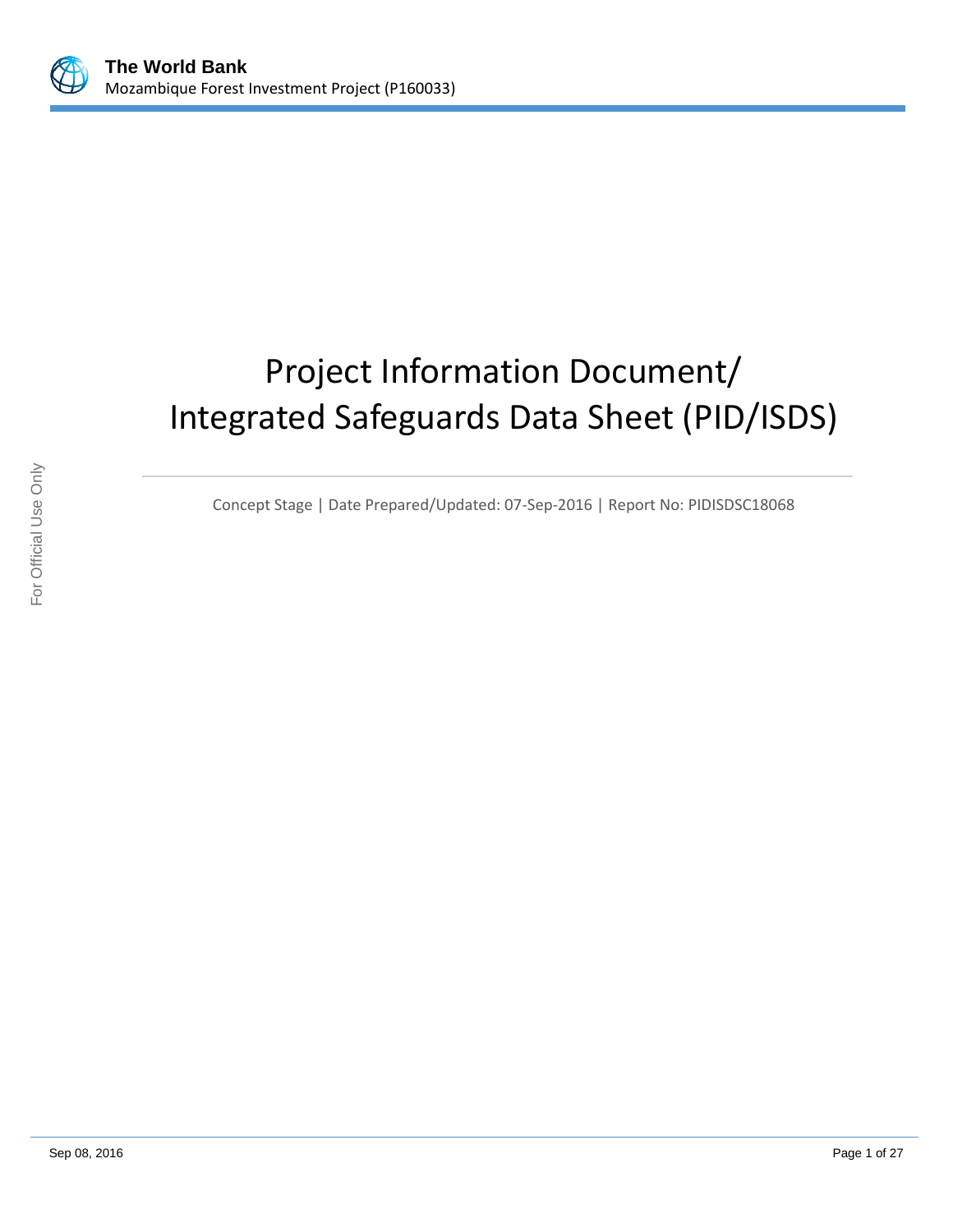# Project Information Document/ Integrated Safeguards Data Sheet (PID/ISDS)

Concept Stage | Date Prepared/Updated: 07-Sep-2016 | Report No: PIDISDSC18068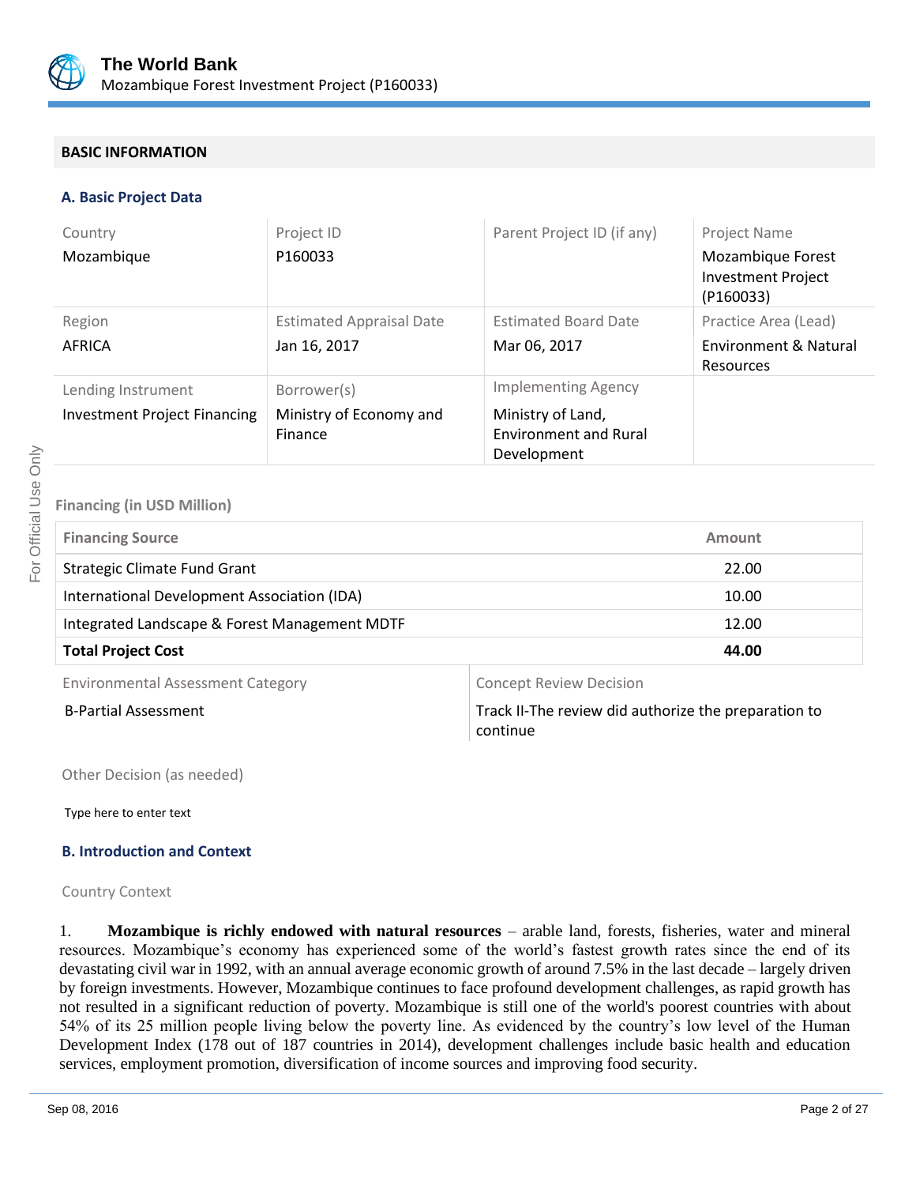## BASIC INFORMATION

### A. Basic Project Data

| Country | Project ID | Parent Project ID (if any) | Project Name |
|---|---|---|---|
| Mozambique | P160033 | | Mozambique Forest Investment Project (P160033) |
| Region | Estimated Appraisal Date | Estimated Board Date | Practice Area (Lead) |
| AFRICA | Jan 16, 2017 | Mar 06, 2017 | Environment & Natural Resources |
| Lending Instrument | Borrower(s) | Implementing Agency | |
| Investment Project Financing | Ministry of Economy and Finance | Ministry of Land, Environment and Rural Development | |

**Financing (in USD Million)**

| Financing Source | Amount |
|---|---|
| Strategic Climate Fund Grant | 22.00 |
| International Development Association (IDA) | 10.00 |
| Integrated Landscape & Forest Management MDTF | 12.00 |
| **Total Project Cost** | **44.00** |

| Environmental Assessment Category | Concept Review Decision |
|---|---|
| B-Partial Assessment | Track II-The review did authorize the preparation to continue |

Other Decision (as needed)

Type here to enter text

### B. Introduction and Context

Country Context

1. **Mozambique is richly endowed with natural resources** – arable land, forests, fisheries, water and mineral resources. Mozambique's economy has experienced some of the world's fastest growth rates since the end of its devastating civil war in 1992, with an annual average economic growth of around 7.5% in the last decade – largely driven by foreign investments. However, Mozambique continues to face profound development challenges, as rapid growth has not resulted in a significant reduction of poverty. Mozambique is still one of the world's poorest countries with about 54% of its 25 million people living below the poverty line. As evidenced by the country's low level of the Human Development Index (178 out of 187 countries in 2014), development challenges include basic health and education services, employment promotion, diversification of income sources and improving food security.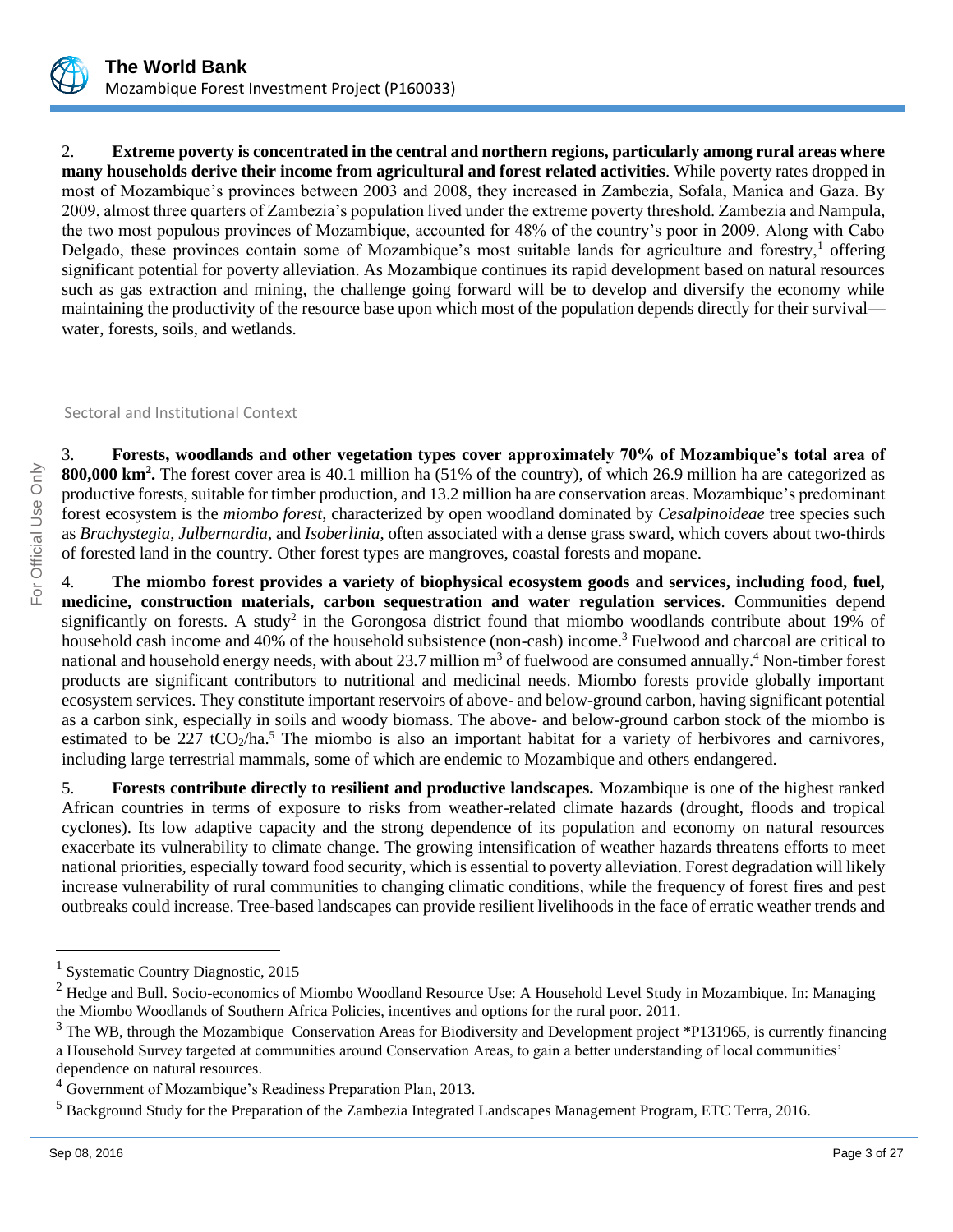2. **Extreme poverty is concentrated in the central and northern regions, particularly among rural areas where many households derive their income from agricultural and forest related activities**. While poverty rates dropped in most of Mozambique's provinces between 2003 and 2008, they increased in Zambezia, Sofala, Manica and Gaza. By 2009, almost three quarters of Zambezia's population lived under the extreme poverty threshold. Zambezia and Nampula, the two most populous provinces of Mozambique, accounted for 48% of the country's poor in 2009. Along with Cabo Delgado, these provinces contain some of Mozambique's most suitable lands for agriculture and forestry,[1] offering significant potential for poverty alleviation. As Mozambique continues its rapid development based on natural resources such as gas extraction and mining, the challenge going forward will be to develop and diversify the economy while maintaining the productivity of the resource base upon which most of the population depends directly for their survival—water, forests, soils, and wetlands.

## Sectoral and Institutional Context

3. **Forests, woodlands and other vegetation types cover approximately 70% of Mozambique's total area of 800,000 km².** The forest cover area is 40.1 million ha (51% of the country), of which 26.9 million ha are categorized as productive forests, suitable for timber production, and 13.2 million ha are conservation areas. Mozambique's predominant forest ecosystem is the *miombo forest*, characterized by open woodland dominated by *Cesalpinoideae* tree species such as *Brachystegia*, *Julbernardia*, and *Isoberlinia*, often associated with a dense grass sward, which covers about two-thirds of forested land in the country. Other forest types are mangroves, coastal forests and mopane.

4. **The miombo forest provides a variety of biophysical ecosystem goods and services, including food, fuel, medicine, construction materials, carbon sequestration and water regulation services**. Communities depend significantly on forests. A study[2] in the Gorongosa district found that miombo woodlands contribute about 19% of household cash income and 40% of the household subsistence (non-cash) income.[3] Fuelwood and charcoal are critical to national and household energy needs, with about 23.7 million m³ of fuelwood are consumed annually.[4] Non-timber forest products are significant contributors to nutritional and medicinal needs. Miombo forests provide globally important ecosystem services. They constitute important reservoirs of above- and below-ground carbon, having significant potential as a carbon sink, especially in soils and woody biomass. The above- and below-ground carbon stock of the miombo is estimated to be 227 $tCO_2$/ha.[5] The miombo is also an important habitat for a variety of herbivores and carnivores, including large terrestrial mammals, some of which are endemic to Mozambique and others endangered.

5. **Forests contribute directly to resilient and productive landscapes.** Mozambique is one of the highest ranked African countries in terms of exposure to risks from weather-related climate hazards (drought, floods and tropical cyclones). Its low adaptive capacity and the strong dependence of its population and economy on natural resources exacerbate its vulnerability to climate change. The growing intensification of weather hazards threatens efforts to meet national priorities, especially toward food security, which is essential to poverty alleviation. Forest degradation will likely increase vulnerability of rural communities to changing climatic conditions, while the frequency of forest fires and pest outbreaks could increase. Tree-based landscapes can provide resilient livelihoods in the face of erratic weather trends and

---

[1] Systematic Country Diagnostic, 2015

[2] Hedge and Bull. Socio-economics of Miombo Woodland Resource Use: A Household Level Study in Mozambique. In: Managing the Miombo Woodlands of Southern Africa Policies, incentives and options for the rural poor. 2011.

[3] The WB, through the Mozambique Conservation Areas for Biodiversity and Development project *P131965, is currently financing a Household Survey targeted at communities around Conservation Areas, to gain a better understanding of local communities' dependence on natural resources.

[4] Government of Mozambique's Readiness Preparation Plan, 2013.

[5] Background Study for the Preparation of the Zambezia Integrated Landscapes Management Program, ETC Terra, 2016.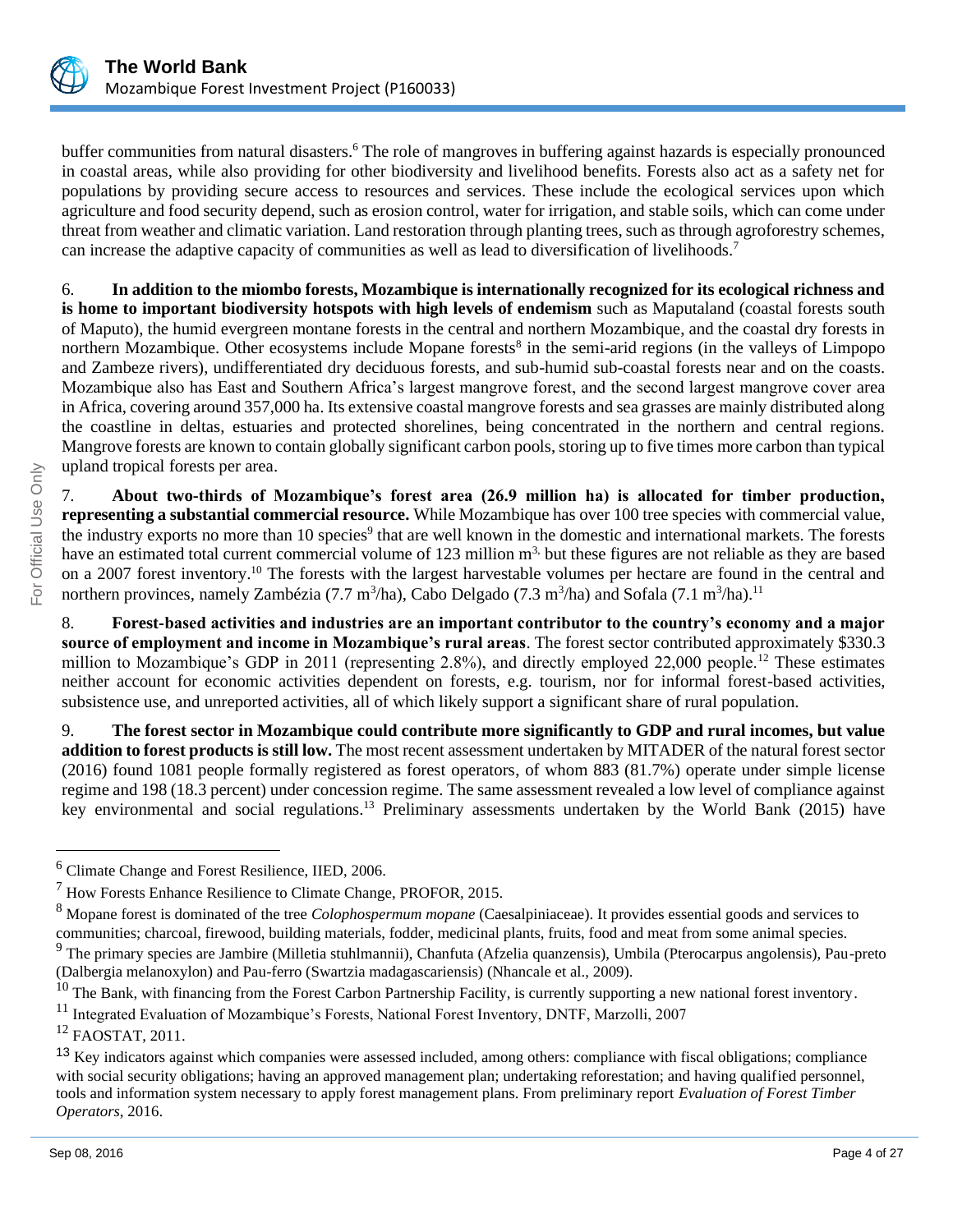buffer communities from natural disasters.[6] The role of mangroves in buffering against hazards is especially pronounced in coastal areas, while also providing for other biodiversity and livelihood benefits. Forests also act as a safety net for populations by providing secure access to resources and services. These include the ecological services upon which agriculture and food security depend, such as erosion control, water for irrigation, and stable soils, which can come under threat from weather and climatic variation. Land restoration through planting trees, such as through agroforestry schemes, can increase the adaptive capacity of communities as well as lead to diversification of livelihoods.[7]

6. **In addition to the miombo forests, Mozambique is internationally recognized for its ecological richness and is home to important biodiversity hotspots with high levels of endemism** such as Maputaland (coastal forests south of Maputo), the humid evergreen montane forests in the central and northern Mozambique, and the coastal dry forests in northern Mozambique. Other ecosystems include Mopane forests[8] in the semi-arid regions (in the valleys of Limpopo and Zambeze rivers), undifferentiated dry deciduous forests, and sub-humid sub-coastal forests near and on the coasts. Mozambique also has East and Southern Africa's largest mangrove forest, and the second largest mangrove cover area in Africa, covering around 357,000 ha. Its extensive coastal mangrove forests and sea grasses are mainly distributed along the coastline in deltas, estuaries and protected shorelines, being concentrated in the northern and central regions. Mangrove forests are known to contain globally significant carbon pools, storing up to five times more carbon than typical upland tropical forests per area.

7. **About two-thirds of Mozambique's forest area (26.9 million ha) is allocated for timber production, representing a substantial commercial resource.** While Mozambique has over 100 tree species with commercial value, the industry exports no more than 10 species[9] that are well known in the domestic and international markets. The forests have an estimated total current commercial volume of 123 million $m^3$, but these figures are not reliable as they are based on a 2007 forest inventory.[10] The forests with the largest harvestable volumes per hectare are found in the central and northern provinces, namely Zambézia (7.7 $m^3$/ha), Cabo Delgado (7.3 $m^3$/ha) and Sofala (7.1 $m^3$/ha).[11]

8. **Forest-based activities and industries are an important contributor to the country's economy and a major source of employment and income in Mozambique's rural areas**. The forest sector contributed approximately $330.3 million to Mozambique's GDP in 2011 (representing 2.8%), and directly employed 22,000 people.[12] These estimates neither account for economic activities dependent on forests, e.g. tourism, nor for informal forest-based activities, subsistence use, and unreported activities, all of which likely support a significant share of rural population.

9. **The forest sector in Mozambique could contribute more significantly to GDP and rural incomes, but value addition to forest products is still low.** The most recent assessment undertaken by MITADER of the natural forest sector (2016) found 1081 people formally registered as forest operators, of whom 883 (81.7%) operate under simple license regime and 198 (18.3 percent) under concession regime. The same assessment revealed a low level of compliance against key environmental and social regulations.[13] Preliminary assessments undertaken by the World Bank (2015) have

---

[6] Climate Change and Forest Resilience, IIED, 2006.

[7] How Forests Enhance Resilience to Climate Change, PROFOR, 2015.

[8] Mopane forest is dominated of the tree *Colophospermum mopane* (Caesalpiniaceae). It provides essential goods and services to communities; charcoal, firewood, building materials, fodder, medicinal plants, fruits, food and meat from some animal species.

[9] The primary species are Jambire (Milletia stuhlmannii), Chanfuta (Afzelia quanzensis), Umbila (Pterocarpus angolensis), Pau-preto (Dalbergia melanoxylon) and Pau-ferro (Swartzia madagascariensis) (Nhancale et al., 2009).

[10] The Bank, with financing from the Forest Carbon Partnership Facility, is currently supporting a new national forest inventory.

[11] Integrated Evaluation of Mozambique's Forests, National Forest Inventory, DNTF, Marzolli, 2007

[12] FAOSTAT, 2011.

[13] Key indicators against which companies were assessed included, among others: compliance with fiscal obligations; compliance with social security obligations; having an approved management plan; undertaking reforestation; and having qualified personnel, tools and information system necessary to apply forest management plans. From preliminary report *Evaluation of Forest Timber Operators*, 2016.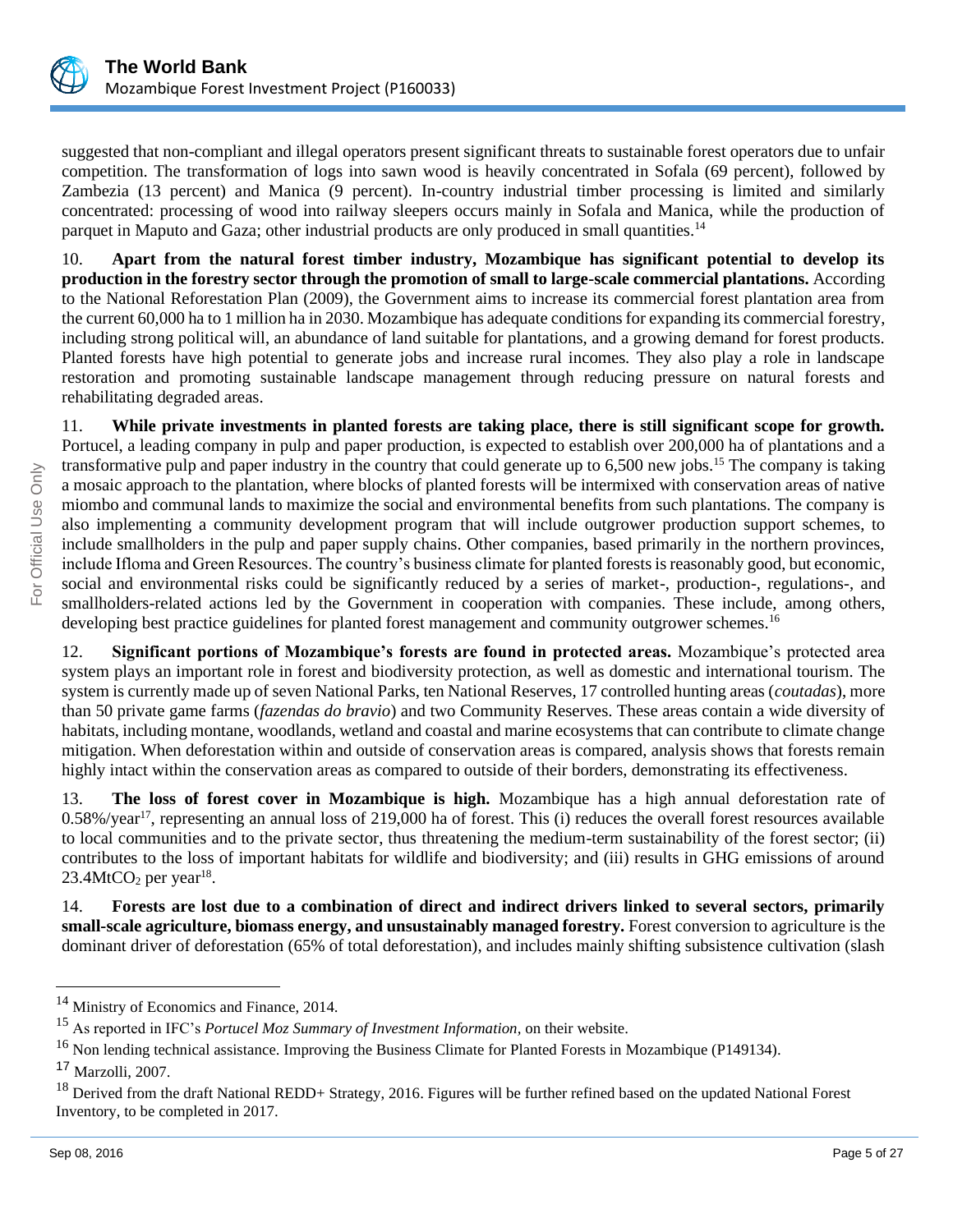suggested that non-compliant and illegal operators present significant threats to sustainable forest operators due to unfair competition. The transformation of logs into sawn wood is heavily concentrated in Sofala (69 percent), followed by Zambezia (13 percent) and Manica (9 percent). In-country industrial timber processing is limited and similarly concentrated: processing of wood into railway sleepers occurs mainly in Sofala and Manica, while the production of parquet in Maputo and Gaza; other industrial products are only produced in small quantities.[14]

10. **Apart from the natural forest timber industry, Mozambique has significant potential to develop its production in the forestry sector through the promotion of small to large-scale commercial plantations.** According to the National Reforestation Plan (2009), the Government aims to increase its commercial forest plantation area from the current 60,000 ha to 1 million ha in 2030. Mozambique has adequate conditions for expanding its commercial forestry, including strong political will, an abundance of land suitable for plantations, and a growing demand for forest products. Planted forests have high potential to generate jobs and increase rural incomes. They also play a role in landscape restoration and promoting sustainable landscape management through reducing pressure on natural forests and rehabilitating degraded areas.

11. **While private investments in planted forests are taking place, there is still significant scope for growth.** Portucel, a leading company in pulp and paper production, is expected to establish over 200,000 ha of plantations and a transformative pulp and paper industry in the country that could generate up to 6,500 new jobs.[15] The company is taking a mosaic approach to the plantation, where blocks of planted forests will be intermixed with conservation areas of native miombo and communal lands to maximize the social and environmental benefits from such plantations. The company is also implementing a community development program that will include outgrower production support schemes, to include smallholders in the pulp and paper supply chains. Other companies, based primarily in the northern provinces, include Ifloma and Green Resources. The country's business climate for planted forests is reasonably good, but economic, social and environmental risks could be significantly reduced by a series of market-, production-, regulations-, and smallholders-related actions led by the Government in cooperation with companies. These include, among others, developing best practice guidelines for planted forest management and community outgrower schemes.[16]

12. **Significant portions of Mozambique's forests are found in protected areas.** Mozambique's protected area system plays an important role in forest and biodiversity protection, as well as domestic and international tourism. The system is currently made up of seven National Parks, ten National Reserves, 17 controlled hunting areas (*coutadas*), more than 50 private game farms (*fazendas do bravio*) and two Community Reserves. These areas contain a wide diversity of habitats, including montane, woodlands, wetland and coastal and marine ecosystems that can contribute to climate change mitigation. When deforestation within and outside of conservation areas is compared, analysis shows that forests remain highly intact within the conservation areas as compared to outside of their borders, demonstrating its effectiveness.

13. **The loss of forest cover in Mozambique is high.** Mozambique has a high annual deforestation rate of 0.58%/year[17], representing an annual loss of 219,000 ha of forest. This (i) reduces the overall forest resources available to local communities and to the private sector, thus threatening the medium-term sustainability of the forest sector; (ii) contributes to the loss of important habitats for wildlife and biodiversity; and (iii) results in GHG emissions of around 23.4Mt$CO_2$ per year[18].

14. **Forests are lost due to a combination of direct and indirect drivers linked to several sectors, primarily small-scale agriculture, biomass energy, and unsustainably managed forestry.** Forest conversion to agriculture is the dominant driver of deforestation (65% of total deforestation), and includes mainly shifting subsistence cultivation (slash

---

[14] Ministry of Economics and Finance, 2014.

[15] As reported in IFC's *Portucel Moz Summary of Investment Information*, on their website.

[16] Non lending technical assistance. Improving the Business Climate for Planted Forests in Mozambique (P149134).

[17] Marzolli, 2007.

[18] Derived from the draft National REDD+ Strategy, 2016. Figures will be further refined based on the updated National Forest Inventory, to be completed in 2017.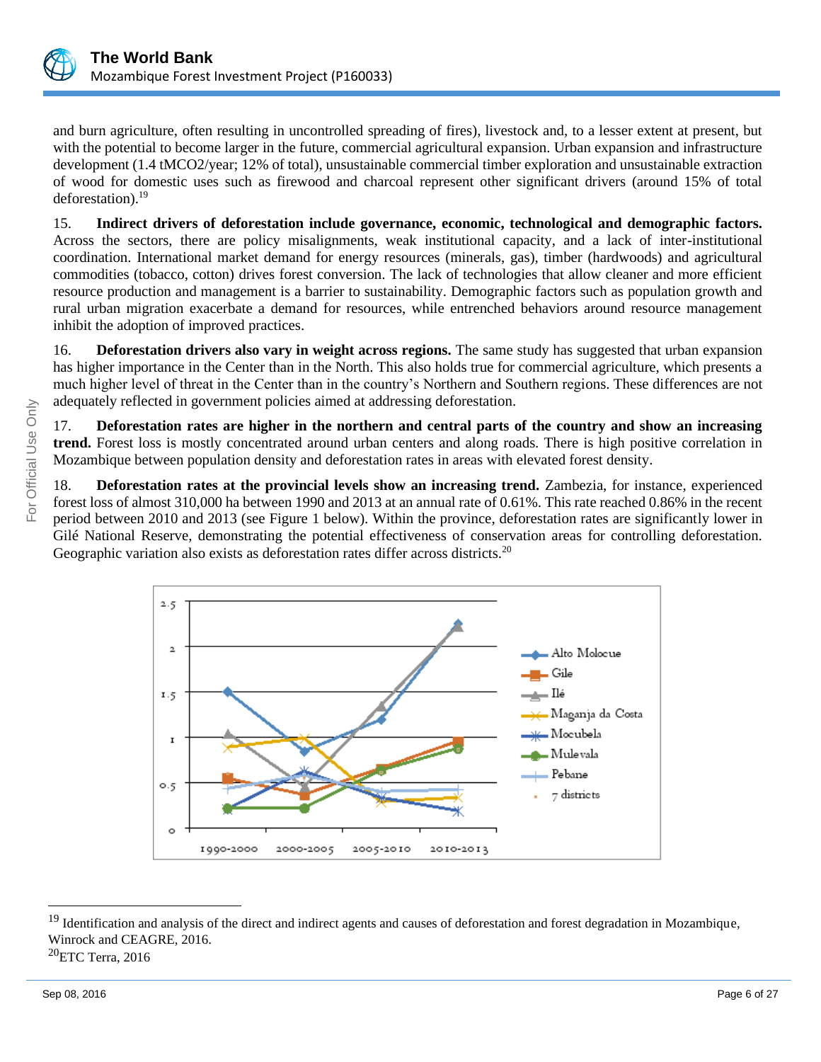and burn agriculture, often resulting in uncontrolled spreading of fires), livestock and, to a lesser extent at present, but with the potential to become larger in the future, commercial agricultural expansion. Urban expansion and infrastructure development (1.4 tMCO2/year; 12% of total), unsustainable commercial timber exploration and unsustainable extraction of wood for domestic uses such as firewood and charcoal represent other significant drivers (around 15% of total deforestation).[19]

15. **Indirect drivers of deforestation include governance, economic, technological and demographic factors.** Across the sectors, there are policy misalignments, weak institutional capacity, and a lack of inter-institutional coordination. International market demand for energy resources (minerals, gas), timber (hardwoods) and agricultural commodities (tobacco, cotton) drives forest conversion. The lack of technologies that allow cleaner and more efficient resource production and management is a barrier to sustainability. Demographic factors such as population growth and rural urban migration exacerbate a demand for resources, while entrenched behaviors around resource management inhibit the adoption of improved practices.

16. **Deforestation drivers also vary in weight across regions.** The same study has suggested that urban expansion has higher importance in the Center than in the North. This also holds true for commercial agriculture, which presents a much higher level of threat in the Center than in the country's Northern and Southern regions. These differences are not adequately reflected in government policies aimed at addressing deforestation.

17. **Deforestation rates are higher in the northern and central parts of the country and show an increasing trend.** Forest loss is mostly concentrated around urban centers and along roads. There is high positive correlation in Mozambique between population density and deforestation rates in areas with elevated forest density.

18. **Deforestation rates at the provincial levels show an increasing trend.** Zambezia, for instance, experienced forest loss of almost 310,000 ha between 1990 and 2013 at an annual rate of 0.61%. This rate reached 0.86% in the recent period between 2010 and 2013 (see Figure 1 below). Within the province, deforestation rates are significantly lower in Gilé National Reserve, demonstrating the potential effectiveness of conservation areas for controlling deforestation. Geographic variation also exists as deforestation rates differ across districts.[20]

---

[19] Identification and analysis of the direct and indirect agents and causes of deforestation and forest degradation in Mozambique, Winrock and CEAGRE, 2016.

[20] ETC Terra, 2016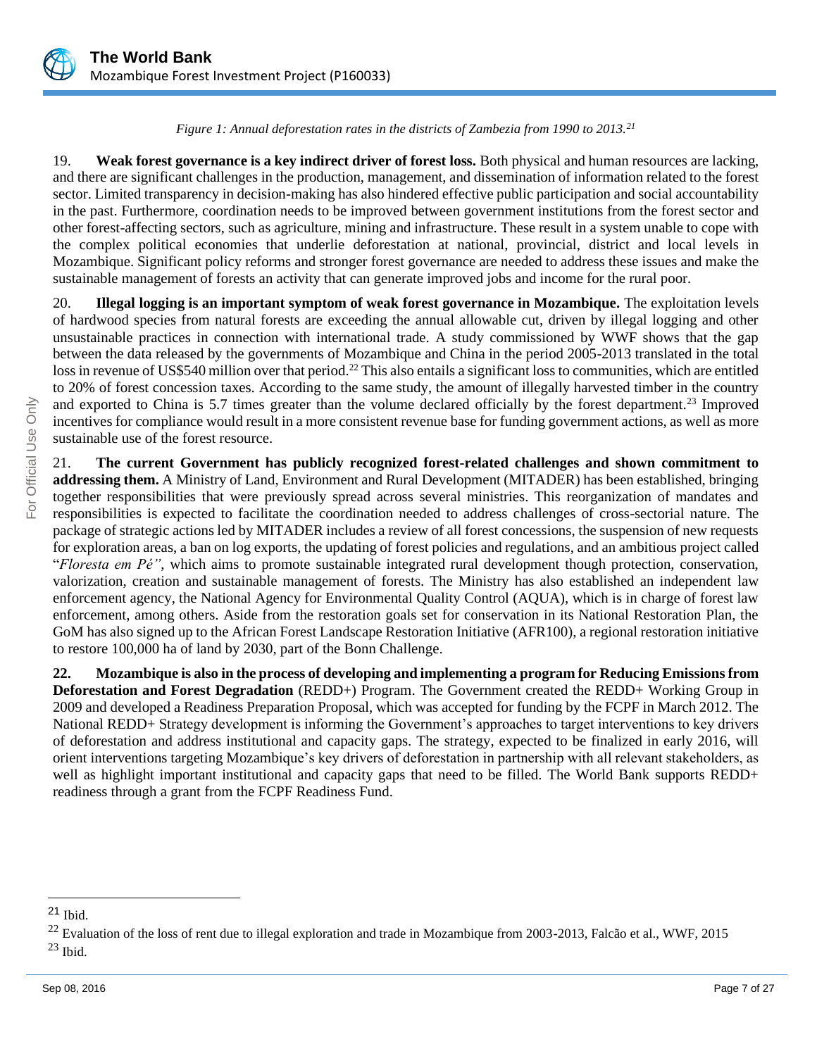*Figure 1: Annual deforestation rates in the districts of Zambezia from 1990 to 2013.*[21]

19. **Weak forest governance is a key indirect driver of forest loss.** Both physical and human resources are lacking, and there are significant challenges in the production, management, and dissemination of information related to the forest sector. Limited transparency in decision-making has also hindered effective public participation and social accountability in the past. Furthermore, coordination needs to be improved between government institutions from the forest sector and other forest-affecting sectors, such as agriculture, mining and infrastructure. These result in a system unable to cope with the complex political economies that underlie deforestation at national, provincial, district and local levels in Mozambique. Significant policy reforms and stronger forest governance are needed to address these issues and make the sustainable management of forests an activity that can generate improved jobs and income for the rural poor.

20. **Illegal logging is an important symptom of weak forest governance in Mozambique.** The exploitation levels of hardwood species from natural forests are exceeding the annual allowable cut, driven by illegal logging and other unsustainable practices in connection with international trade. A study commissioned by WWF shows that the gap between the data released by the governments of Mozambique and China in the period 2005-2013 translated in the total loss in revenue of US$540 million over that period.[22] This also entails a significant loss to communities, which are entitled to 20% of forest concession taxes. According to the same study, the amount of illegally harvested timber in the country and exported to China is 5.7 times greater than the volume declared officially by the forest department.[23] Improved incentives for compliance would result in a more consistent revenue base for funding government actions, as well as more sustainable use of the forest resource.

21. **The current Government has publicly recognized forest-related challenges and shown commitment to addressing them.** A Ministry of Land, Environment and Rural Development (MITADER) has been established, bringing together responsibilities that were previously spread across several ministries. This reorganization of mandates and responsibilities is expected to facilitate the coordination needed to address challenges of cross-sectorial nature. The package of strategic actions led by MITADER includes a review of all forest concessions, the suspension of new requests for exploration areas, a ban on log exports, the updating of forest policies and regulations, and an ambitious project called "*Floresta em Pé"*, which aims to promote sustainable integrated rural development though protection, conservation, valorization, creation and sustainable management of forests. The Ministry has also established an independent law enforcement agency, the National Agency for Environmental Quality Control (AQUA), which is in charge of forest law enforcement, among others. Aside from the restoration goals set for conservation in its National Restoration Plan, the GoM has also signed up to the African Forest Landscape Restoration Initiative (AFR100), a regional restoration initiative to restore 100,000 ha of land by 2030, part of the Bonn Challenge.

**22. Mozambique is also in the process of developing and implementing a program for Reducing Emissions from Deforestation and Forest Degradation** (REDD+) Program. The Government created the REDD+ Working Group in 2009 and developed a Readiness Preparation Proposal, which was accepted for funding by the FCPF in March 2012. The National REDD+ Strategy development is informing the Government's approaches to target interventions to key drivers of deforestation and address institutional and capacity gaps. The strategy, expected to be finalized in early 2016, will orient interventions targeting Mozambique's key drivers of deforestation in partnership with all relevant stakeholders, as well as highlight important institutional and capacity gaps that need to be filled. The World Bank supports REDD+ readiness through a grant from the FCPF Readiness Fund.

---

[21] Ibid.

[22] Evaluation of the loss of rent due to illegal exploration and trade in Mozambique from 2003-2013, Falcão et al., WWF, 2015

[23] Ibid.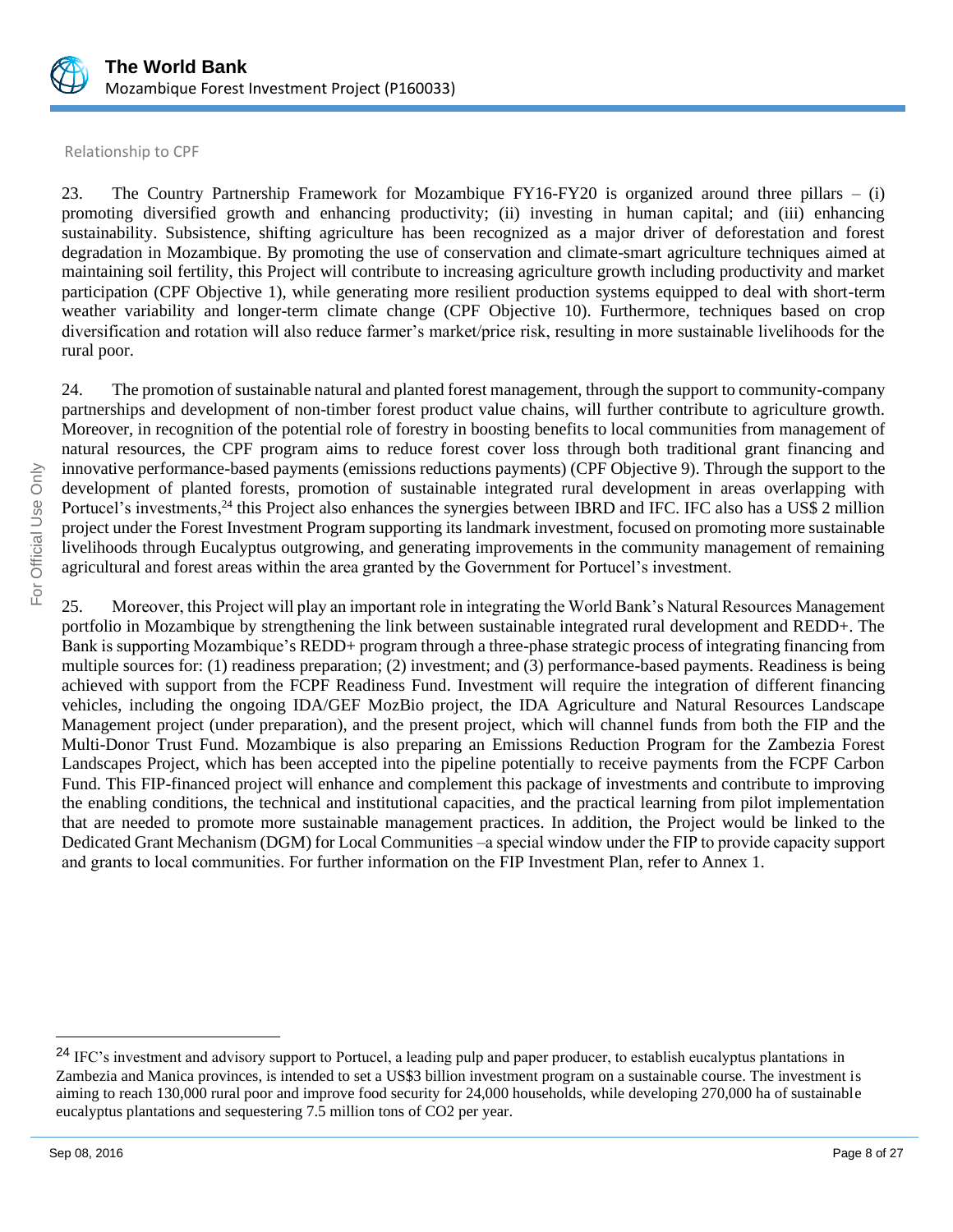Relationship to CPF

23. The Country Partnership Framework for Mozambique FY16-FY20 is organized around three pillars – (i) promoting diversified growth and enhancing productivity; (ii) investing in human capital; and (iii) enhancing sustainability. Subsistence, shifting agriculture has been recognized as a major driver of deforestation and forest degradation in Mozambique. By promoting the use of conservation and climate-smart agriculture techniques aimed at maintaining soil fertility, this Project will contribute to increasing agriculture growth including productivity and market participation (CPF Objective 1), while generating more resilient production systems equipped to deal with short-term weather variability and longer-term climate change (CPF Objective 10). Furthermore, techniques based on crop diversification and rotation will also reduce farmer's market/price risk, resulting in more sustainable livelihoods for the rural poor.

24. The promotion of sustainable natural and planted forest management, through the support to community-company partnerships and development of non-timber forest product value chains, will further contribute to agriculture growth. Moreover, in recognition of the potential role of forestry in boosting benefits to local communities from management of natural resources, the CPF program aims to reduce forest cover loss through both traditional grant financing and innovative performance-based payments (emissions reductions payments) (CPF Objective 9). Through the support to the development of planted forests, promotion of sustainable integrated rural development in areas overlapping with Portucel's investments,[24] this Project also enhances the synergies between IBRD and IFC. IFC also has a US$ 2 million project under the Forest Investment Program supporting its landmark investment, focused on promoting more sustainable livelihoods through Eucalyptus outgrowing, and generating improvements in the community management of remaining agricultural and forest areas within the area granted by the Government for Portucel's investment.

25. Moreover, this Project will play an important role in integrating the World Bank's Natural Resources Management portfolio in Mozambique by strengthening the link between sustainable integrated rural development and REDD+. The Bank is supporting Mozambique's REDD+ program through a three-phase strategic process of integrating financing from multiple sources for: (1) readiness preparation; (2) investment; and (3) performance-based payments. Readiness is being achieved with support from the FCPF Readiness Fund. Investment will require the integration of different financing vehicles, including the ongoing IDA/GEF MozBio project, the IDA Agriculture and Natural Resources Landscape Management project (under preparation), and the present project, which will channel funds from both the FIP and the Multi-Donor Trust Fund. Mozambique is also preparing an Emissions Reduction Program for the Zambezia Forest Landscapes Project, which has been accepted into the pipeline potentially to receive payments from the FCPF Carbon Fund. This FIP-financed project will enhance and complement this package of investments and contribute to improving the enabling conditions, the technical and institutional capacities, and the practical learning from pilot implementation that are needed to promote more sustainable management practices. In addition, the Project would be linked to the Dedicated Grant Mechanism (DGM) for Local Communities –a special window under the FIP to provide capacity support and grants to local communities. For further information on the FIP Investment Plan, refer to Annex 1.

---

[24] IFC's investment and advisory support to Portucel, a leading pulp and paper producer, to establish eucalyptus plantations in Zambezia and Manica provinces, is intended to set a US$3 billion investment program on a sustainable course. The investment is aiming to reach 130,000 rural poor and improve food security for 24,000 households, while developing 270,000 ha of sustainable eucalyptus plantations and sequestering 7.5 million tons of $CO_2$ per year.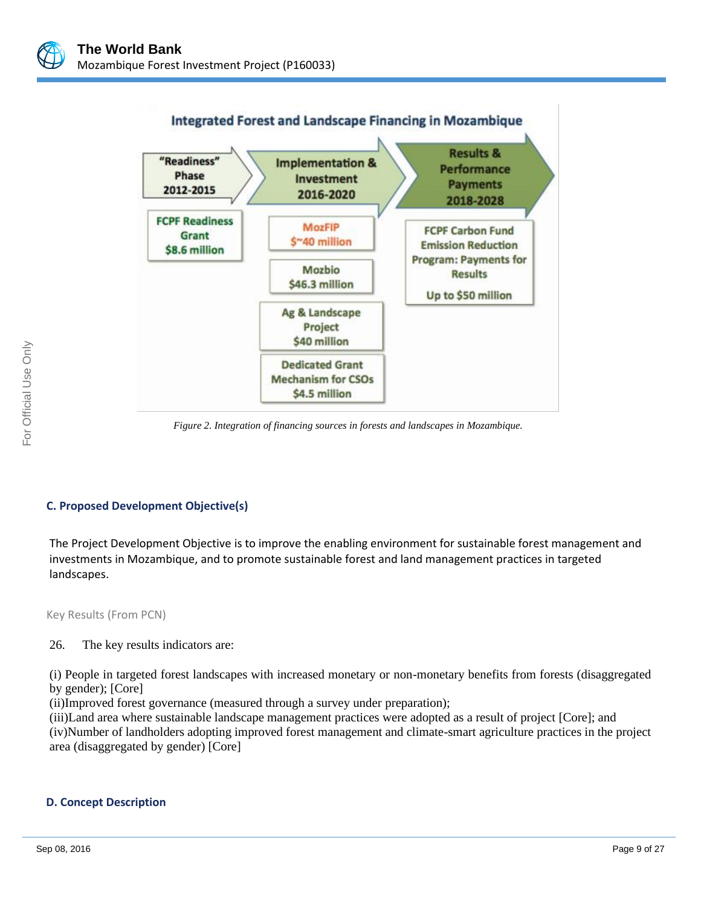**Integrated Forest and Landscape Financing in Mozambique**

| "Readiness" Phase 2012-2015 | Implementation & Investment 2016-2020 | Results & Performance Payments 2018-2028 |
|---|---|---|
| FCPF Readiness Grant $8.6 million | MozFIP $~40 million | FCPF Carbon Fund Emission Reduction Program: Payments for Results Up to $50 million |
| | Mozbio $46.3 million | |
| | Ag & Landscape Project $40 million | |
| | Dedicated Grant Mechanism for CSOs $4.5 million | |

*Figure 2. Integration of financing sources in forests and landscapes in Mozambique.*

### C. Proposed Development Objective(s)

The Project Development Objective is to improve the enabling environment for sustainable forest management and investments in Mozambique, and to promote sustainable forest and land management practices in targeted landscapes.

Key Results (From PCN)

26. The key results indicators are:

(i) People in targeted forest landscapes with increased monetary or non-monetary benefits from forests (disaggregated by gender); [Core]
(ii)Improved forest governance (measured through a survey under preparation);
(iii)Land area where sustainable landscape management practices were adopted as a result of project [Core]; and
(iv)Number of landholders adopting improved forest management and climate-smart agriculture practices in the project area (disaggregated by gender) [Core]

### D. Concept Description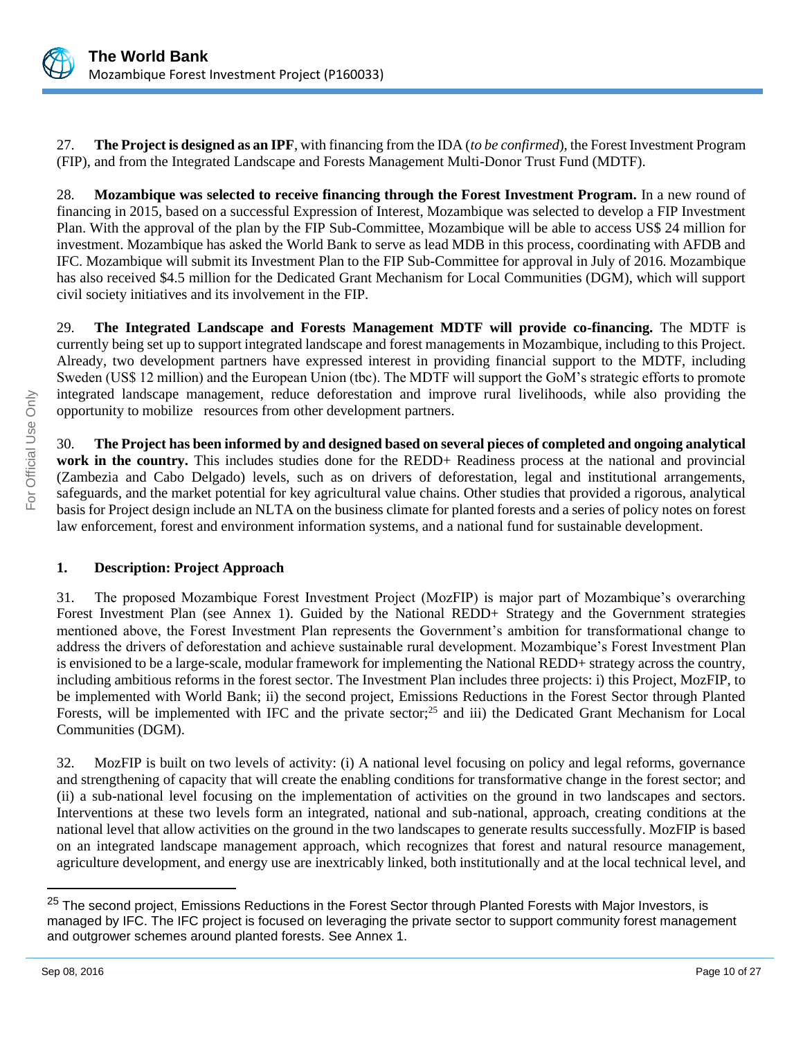27. **The Project is designed as an IPF**, with financing from the IDA (*to be confirmed*), the Forest Investment Program (FIP), and from the Integrated Landscape and Forests Management Multi-Donor Trust Fund (MDTF).

28. **Mozambique was selected to receive financing through the Forest Investment Program.** In a new round of financing in 2015, based on a successful Expression of Interest, Mozambique was selected to develop a FIP Investment Plan. With the approval of the plan by the FIP Sub-Committee, Mozambique will be able to access US$ 24 million for investment. Mozambique has asked the World Bank to serve as lead MDB in this process, coordinating with AFDB and IFC. Mozambique will submit its Investment Plan to the FIP Sub-Committee for approval in July of 2016. Mozambique has also received $4.5 million for the Dedicated Grant Mechanism for Local Communities (DGM), which will support civil society initiatives and its involvement in the FIP.

29. **The Integrated Landscape and Forests Management MDTF will provide co-financing.** The MDTF is currently being set up to support integrated landscape and forest managements in Mozambique, including to this Project. Already, two development partners have expressed interest in providing financial support to the MDTF, including Sweden (US$ 12 million) and the European Union (tbc). The MDTF will support the GoM's strategic efforts to promote integrated landscape management, reduce deforestation and improve rural livelihoods, while also providing the opportunity to mobilize resources from other development partners.

30. **The Project has been informed by and designed based on several pieces of completed and ongoing analytical work in the country.** This includes studies done for the REDD+ Readiness process at the national and provincial (Zambezia and Cabo Delgado) levels, such as on drivers of deforestation, legal and institutional arrangements, safeguards, and the market potential for key agricultural value chains. Other studies that provided a rigorous, analytical basis for Project design include an NLTA on the business climate for planted forests and a series of policy notes on forest law enforcement, forest and environment information systems, and a national fund for sustainable development.

## 1. Description: Project Approach

31. The proposed Mozambique Forest Investment Project (MozFIP) is major part of Mozambique's overarching Forest Investment Plan (see Annex 1). Guided by the National REDD+ Strategy and the Government strategies mentioned above, the Forest Investment Plan represents the Government's ambition for transformational change to address the drivers of deforestation and achieve sustainable rural development. Mozambique's Forest Investment Plan is envisioned to be a large-scale, modular framework for implementing the National REDD+ strategy across the country, including ambitious reforms in the forest sector. The Investment Plan includes three projects: i) this Project, MozFIP, to be implemented with World Bank; ii) the second project, Emissions Reductions in the Forest Sector through Planted Forests, will be implemented with IFC and the private sector;[25] and iii) the Dedicated Grant Mechanism for Local Communities (DGM).

32. MozFIP is built on two levels of activity: (i) A national level focusing on policy and legal reforms, governance and strengthening of capacity that will create the enabling conditions for transformative change in the forest sector; and (ii) a sub-national level focusing on the implementation of activities on the ground in two landscapes and sectors. Interventions at these two levels form an integrated, national and sub-national, approach, creating conditions at the national level that allow activities on the ground in the two landscapes to generate results successfully. MozFIP is based on an integrated landscape management approach, which recognizes that forest and natural resource management, agriculture development, and energy use are inextricably linked, both institutionally and at the local technical level, and

[25] The second project, Emissions Reductions in the Forest Sector through Planted Forests with Major Investors, is managed by IFC. The IFC project is focused on leveraging the private sector to support community forest management and outgrower schemes around planted forests. See Annex 1.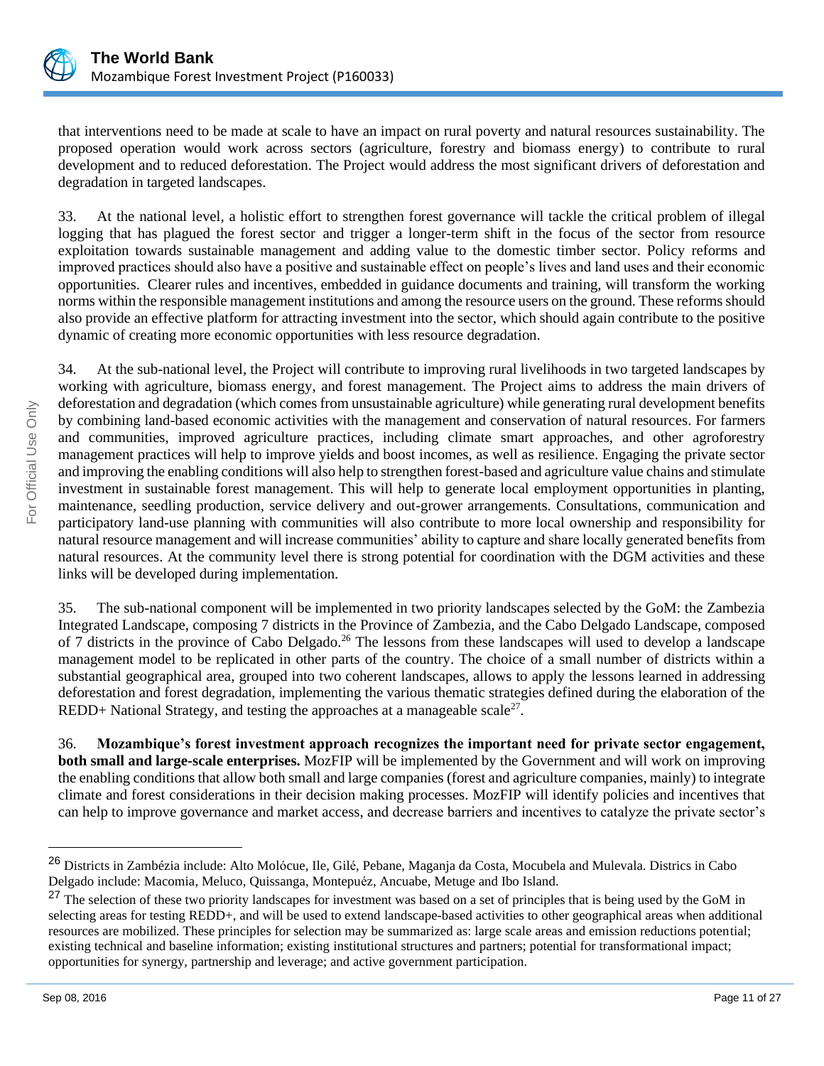that interventions need to be made at scale to have an impact on rural poverty and natural resources sustainability. The proposed operation would work across sectors (agriculture, forestry and biomass energy) to contribute to rural development and to reduced deforestation. The Project would address the most significant drivers of deforestation and degradation in targeted landscapes.

33. At the national level, a holistic effort to strengthen forest governance will tackle the critical problem of illegal logging that has plagued the forest sector and trigger a longer-term shift in the focus of the sector from resource exploitation towards sustainable management and adding value to the domestic timber sector. Policy reforms and improved practices should also have a positive and sustainable effect on people's lives and land uses and their economic opportunities. Clearer rules and incentives, embedded in guidance documents and training, will transform the working norms within the responsible management institutions and among the resource users on the ground. These reforms should also provide an effective platform for attracting investment into the sector, which should again contribute to the positive dynamic of creating more economic opportunities with less resource degradation.

34. At the sub-national level, the Project will contribute to improving rural livelihoods in two targeted landscapes by working with agriculture, biomass energy, and forest management. The Project aims to address the main drivers of deforestation and degradation (which comes from unsustainable agriculture) while generating rural development benefits by combining land-based economic activities with the management and conservation of natural resources. For farmers and communities, improved agriculture practices, including climate smart approaches, and other agroforestry management practices will help to improve yields and boost incomes, as well as resilience. Engaging the private sector and improving the enabling conditions will also help to strengthen forest-based and agriculture value chains and stimulate investment in sustainable forest management. This will help to generate local employment opportunities in planting, maintenance, seedling production, service delivery and out-grower arrangements. Consultations, communication and participatory land-use planning with communities will also contribute to more local ownership and responsibility for natural resource management and will increase communities' ability to capture and share locally generated benefits from natural resources. At the community level there is strong potential for coordination with the DGM activities and these links will be developed during implementation.

35. The sub-national component will be implemented in two priority landscapes selected by the GoM: the Zambezia Integrated Landscape, composing 7 districts in the Province of Zambezia, and the Cabo Delgado Landscape, composed of 7 districts in the province of Cabo Delgado.[26] The lessons from these landscapes will used to develop a landscape management model to be replicated in other parts of the country. The choice of a small number of districts within a substantial geographical area, grouped into two coherent landscapes, allows to apply the lessons learned in addressing deforestation and forest degradation, implementing the various thematic strategies defined during the elaboration of the REDD+ National Strategy, and testing the approaches at a manageable scale[27].

36. **Mozambique's forest investment approach recognizes the important need for private sector engagement, both small and large-scale enterprises.** MozFIP will be implemented by the Government and will work on improving the enabling conditions that allow both small and large companies (forest and agriculture companies, mainly) to integrate climate and forest considerations in their decision making processes. MozFIP will identify policies and incentives that can help to improve governance and market access, and decrease barriers and incentives to catalyze the private sector's

---

[26] Districts in Zambézia include: Alto Molócue, Ile, Gilé, Pebane, Maganja da Costa, Mocubela and Mulevala. Districs in Cabo Delgado include: Macomia, Meluco, Quissanga, Montepuéz, Ancuabe, Metuge and Ibo Island.

[27] The selection of these two priority landscapes for investment was based on a set of principles that is being used by the GoM in selecting areas for testing REDD+, and will be used to extend landscape-based activities to other geographical areas when additional resources are mobilized. These principles for selection may be summarized as: large scale areas and emission reductions potential; existing technical and baseline information; existing institutional structures and partners; potential for transformational impact; opportunities for synergy, partnership and leverage; and active government participation.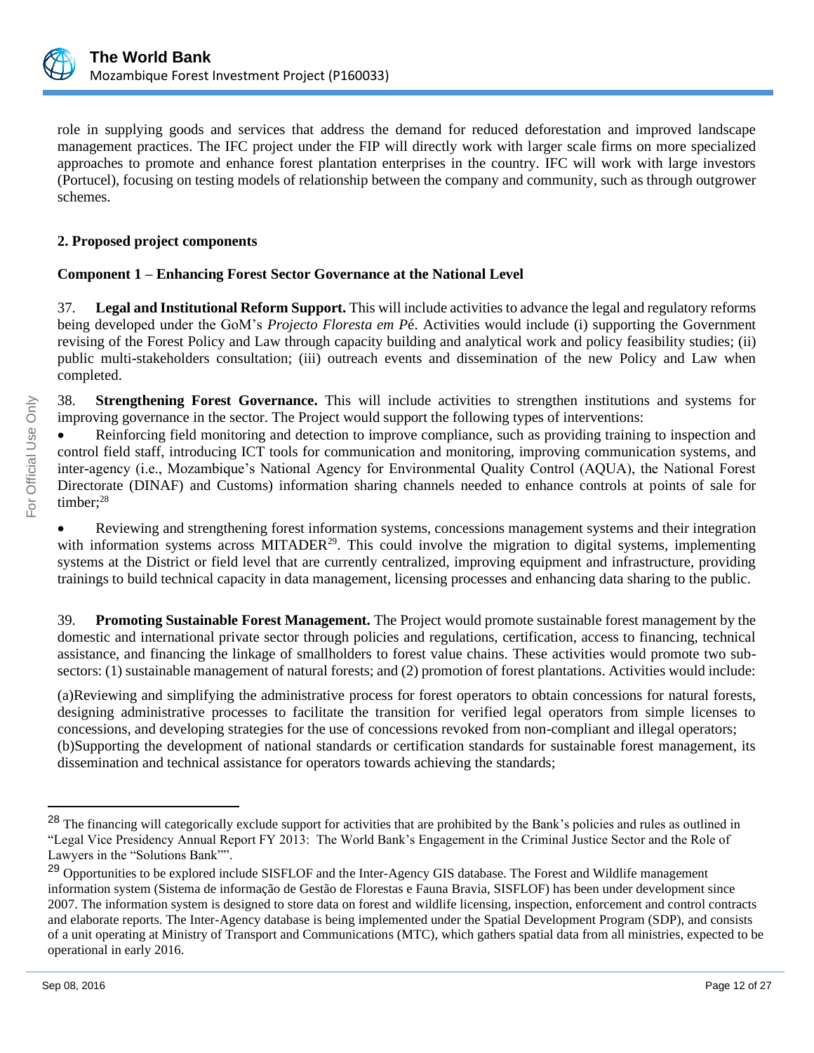role in supplying goods and services that address the demand for reduced deforestation and improved landscape management practices. The IFC project under the FIP will directly work with larger scale firms on more specialized approaches to promote and enhance forest plantation enterprises in the country. IFC will work with large investors (Portucel), focusing on testing models of relationship between the company and community, such as through outgrower schemes.

**2. Proposed project components**

**Component 1 – Enhancing Forest Sector Governance at the National Level**

37. **Legal and Institutional Reform Support.** This will include activities to advance the legal and regulatory reforms being developed under the GoM's *Projecto Floresta em P*é. Activities would include (i) supporting the Government revising of the Forest Policy and Law through capacity building and analytical work and policy feasibility studies; (ii) public multi-stakeholders consultation; (iii) outreach events and dissemination of the new Policy and Law when completed.

38. **Strengthening Forest Governance.** This will include activities to strengthen institutions and systems for improving governance in the sector. The Project would support the following types of interventions:

- Reinforcing field monitoring and detection to improve compliance, such as providing training to inspection and control field staff, introducing ICT tools for communication and monitoring, improving communication systems, and inter-agency (i.e., Mozambique's National Agency for Environmental Quality Control (AQUA), the National Forest Directorate (DINAF) and Customs) information sharing channels needed to enhance controls at points of sale for timber;[28]
- Reviewing and strengthening forest information systems, concessions management systems and their integration with information systems across MITADER[29]. This could involve the migration to digital systems, implementing systems at the District or field level that are currently centralized, improving equipment and infrastructure, providing trainings to build technical capacity in data management, licensing processes and enhancing data sharing to the public.

39. **Promoting Sustainable Forest Management.** The Project would promote sustainable forest management by the domestic and international private sector through policies and regulations, certification, access to financing, technical assistance, and financing the linkage of smallholders to forest value chains. These activities would promote two sub-sectors: (1) sustainable management of natural forests; and (2) promotion of forest plantations. Activities would include:

(a)Reviewing and simplifying the administrative process for forest operators to obtain concessions for natural forests, designing administrative processes to facilitate the transition for verified legal operators from simple licenses to concessions, and developing strategies for the use of concessions revoked from non-compliant and illegal operators;
(b)Supporting the development of national standards or certification standards for sustainable forest management, its dissemination and technical assistance for operators towards achieving the standards;

---

[28] The financing will categorically exclude support for activities that are prohibited by the Bank's policies and rules as outlined in "Legal Vice Presidency Annual Report FY 2013: The World Bank's Engagement in the Criminal Justice Sector and the Role of Lawyers in the "Solutions Bank"".

[29] Opportunities to be explored include SISFLOF and the Inter-Agency GIS database. The Forest and Wildlife management information system (Sistema de informação de Gestão de Florestas e Fauna Bravia, SISFLOF) has been under development since 2007. The information system is designed to store data on forest and wildlife licensing, inspection, enforcement and control contracts and elaborate reports. The Inter-Agency database is being implemented under the Spatial Development Program (SDP), and consists of a unit operating at Ministry of Transport and Communications (MTC), which gathers spatial data from all ministries, expected to be operational in early 2016.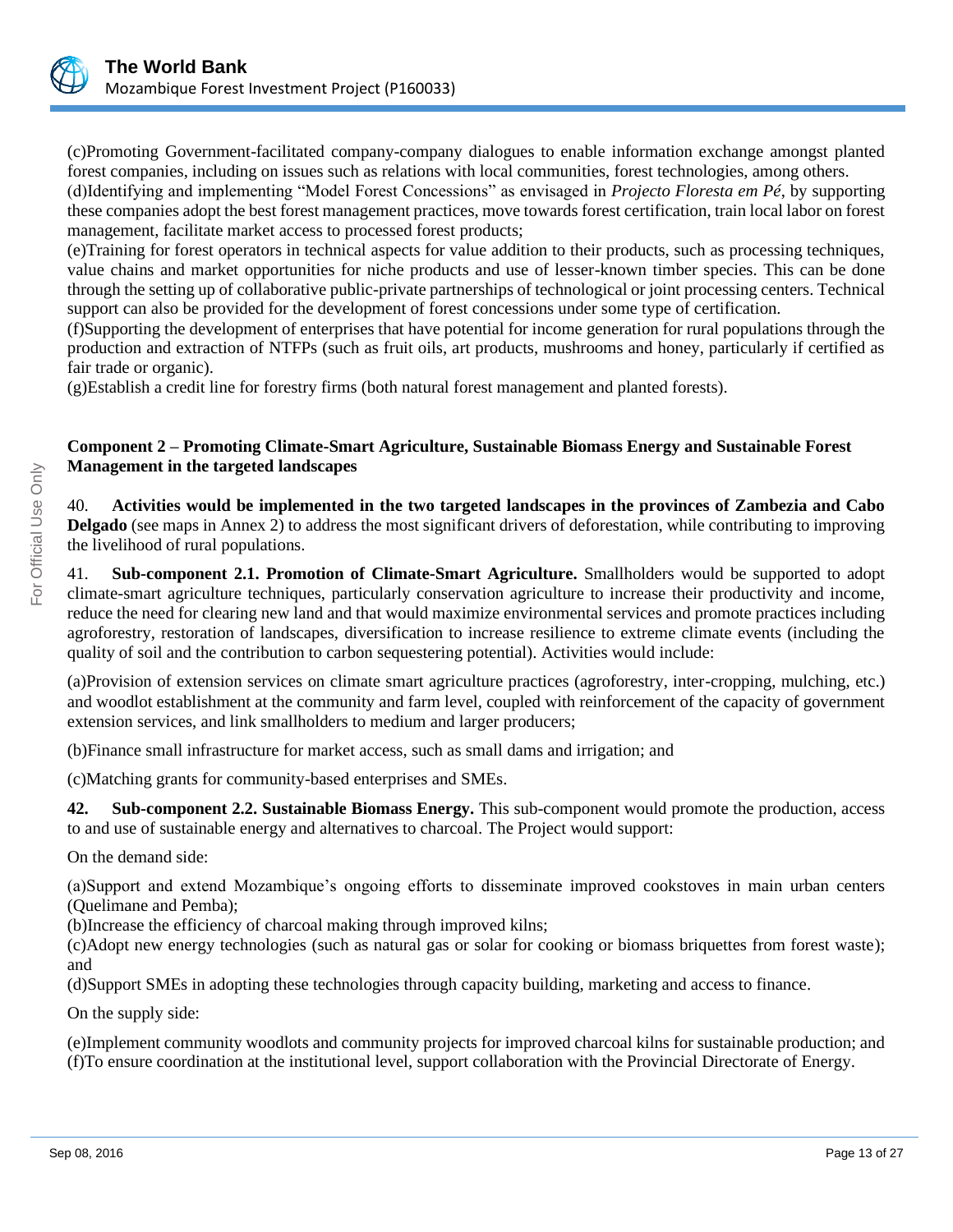(c)Promoting Government-facilitated company-company dialogues to enable information exchange amongst planted forest companies, including on issues such as relations with local communities, forest technologies, among others.
(d)Identifying and implementing "Model Forest Concessions" as envisaged in *Projecto Floresta em Pé*, by supporting these companies adopt the best forest management practices, move towards forest certification, train local labor on forest management, facilitate market access to processed forest products;
(e)Training for forest operators in technical aspects for value addition to their products, such as processing techniques, value chains and market opportunities for niche products and use of lesser-known timber species. This can be done through the setting up of collaborative public-private partnerships of technological or joint processing centers. Technical support can also be provided for the development of forest concessions under some type of certification.
(f)Supporting the development of enterprises that have potential for income generation for rural populations through the production and extraction of NTFPs (such as fruit oils, art products, mushrooms and honey, particularly if certified as fair trade or organic).
(g)Establish a credit line for forestry firms (both natural forest management and planted forests).

**Component 2 – Promoting Climate-Smart Agriculture, Sustainable Biomass Energy and Sustainable Forest Management in the targeted landscapes**

40. **Activities would be implemented in the two targeted landscapes in the provinces of Zambezia and Cabo Delgado** (see maps in Annex 2) to address the most significant drivers of deforestation, while contributing to improving the livelihood of rural populations.

41. **Sub-component 2.1. Promotion of Climate-Smart Agriculture.** Smallholders would be supported to adopt climate-smart agriculture techniques, particularly conservation agriculture to increase their productivity and income, reduce the need for clearing new land and that would maximize environmental services and promote practices including agroforestry, restoration of landscapes, diversification to increase resilience to extreme climate events (including the quality of soil and the contribution to carbon sequestering potential). Activities would include:

(a)Provision of extension services on climate smart agriculture practices (agroforestry, inter-cropping, mulching, etc.) and woodlot establishment at the community and farm level, coupled with reinforcement of the capacity of government extension services, and link smallholders to medium and larger producers;

(b)Finance small infrastructure for market access, such as small dams and irrigation; and

(c)Matching grants for community-based enterprises and SMEs.

**42. Sub-component 2.2. Sustainable Biomass Energy.** This sub-component would promote the production, access to and use of sustainable energy and alternatives to charcoal. The Project would support:

On the demand side:

(a)Support and extend Mozambique's ongoing efforts to disseminate improved cookstoves in main urban centers (Quelimane and Pemba);
(b)Increase the efficiency of charcoal making through improved kilns;
(c)Adopt new energy technologies (such as natural gas or solar for cooking or biomass briquettes from forest waste); and
(d)Support SMEs in adopting these technologies through capacity building, marketing and access to finance.

On the supply side:

(e)Implement community woodlots and community projects for improved charcoal kilns for sustainable production; and
(f)To ensure coordination at the institutional level, support collaboration with the Provincial Directorate of Energy.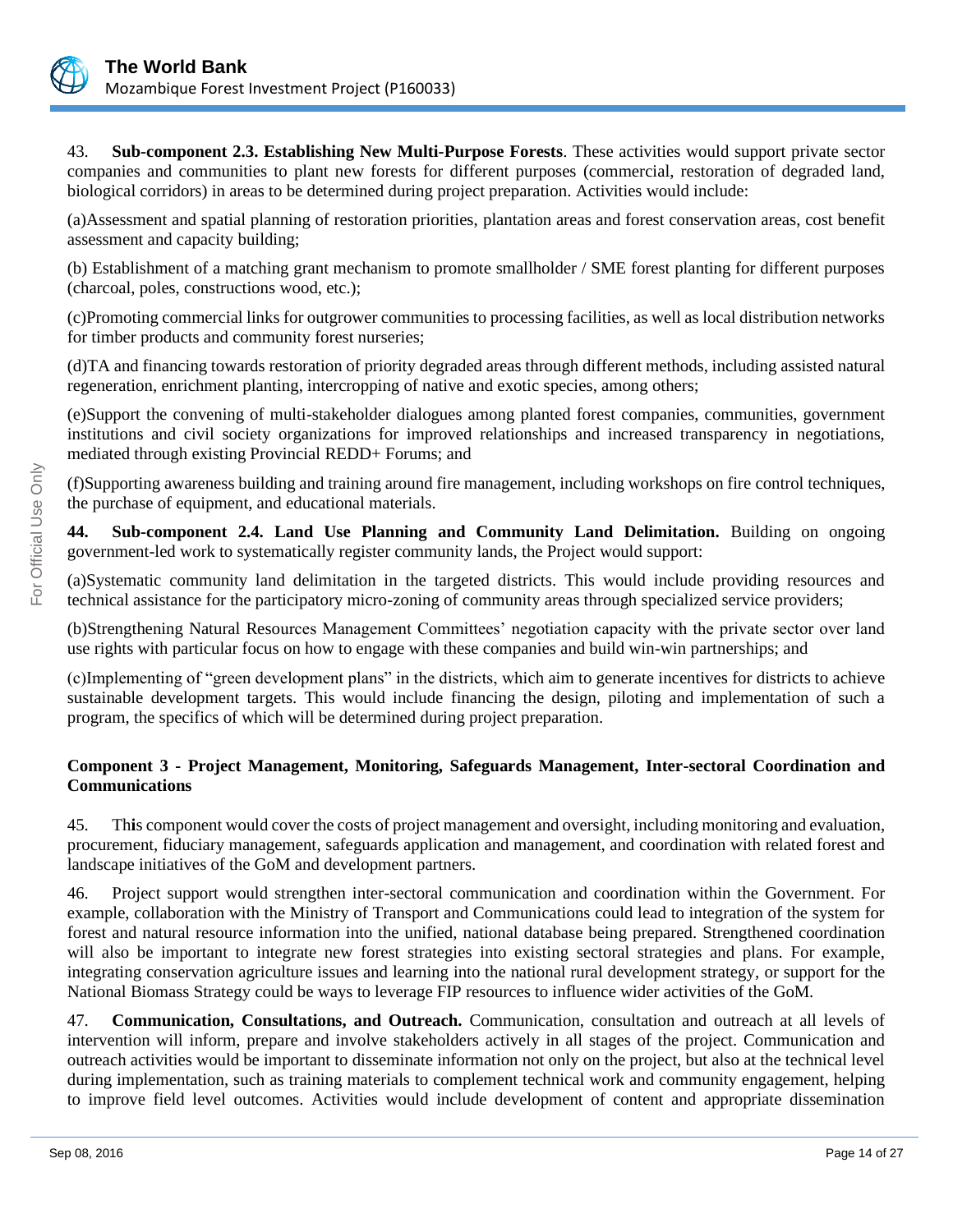43. **Sub-component 2.3. Establishing New Multi-Purpose Forests**. These activities would support private sector companies and communities to plant new forests for different purposes (commercial, restoration of degraded land, biological corridors) in areas to be determined during project preparation. Activities would include:

(a)Assessment and spatial planning of restoration priorities, plantation areas and forest conservation areas, cost benefit assessment and capacity building;

(b) Establishment of a matching grant mechanism to promote smallholder / SME forest planting for different purposes (charcoal, poles, constructions wood, etc.);

(c)Promoting commercial links for outgrower communities to processing facilities, as well as local distribution networks for timber products and community forest nurseries;

(d)TA and financing towards restoration of priority degraded areas through different methods, including assisted natural regeneration, enrichment planting, intercropping of native and exotic species, among others;

(e)Support the convening of multi-stakeholder dialogues among planted forest companies, communities, government institutions and civil society organizations for improved relationships and increased transparency in negotiations, mediated through existing Provincial REDD+ Forums; and

(f)Supporting awareness building and training around fire management, including workshops on fire control techniques, the purchase of equipment, and educational materials.

**44. Sub-component 2.4. Land Use Planning and Community Land Delimitation.** Building on ongoing government-led work to systematically register community lands, the Project would support:

(a)Systematic community land delimitation in the targeted districts. This would include providing resources and technical assistance for the participatory micro-zoning of community areas through specialized service providers;

(b)Strengthening Natural Resources Management Committees' negotiation capacity with the private sector over land use rights with particular focus on how to engage with these companies and build win-win partnerships; and

(c)Implementing of "green development plans" in the districts, which aim to generate incentives for districts to achieve sustainable development targets. This would include financing the design, piloting and implementation of such a program, the specifics of which will be determined during project preparation.

**Component 3 - Project Management, Monitoring, Safeguards Management, Inter-sectoral Coordination and Communications**

45. This component would cover the costs of project management and oversight, including monitoring and evaluation, procurement, fiduciary management, safeguards application and management, and coordination with related forest and landscape initiatives of the GoM and development partners.

46. Project support would strengthen inter-sectoral communication and coordination within the Government. For example, collaboration with the Ministry of Transport and Communications could lead to integration of the system for forest and natural resource information into the unified, national database being prepared. Strengthened coordination will also be important to integrate new forest strategies into existing sectoral strategies and plans. For example, integrating conservation agriculture issues and learning into the national rural development strategy, or support for the National Biomass Strategy could be ways to leverage FIP resources to influence wider activities of the GoM.

47. **Communication, Consultations, and Outreach.** Communication, consultation and outreach at all levels of intervention will inform, prepare and involve stakeholders actively in all stages of the project. Communication and outreach activities would be important to disseminate information not only on the project, but also at the technical level during implementation, such as training materials to complement technical work and community engagement, helping to improve field level outcomes. Activities would include development of content and appropriate dissemination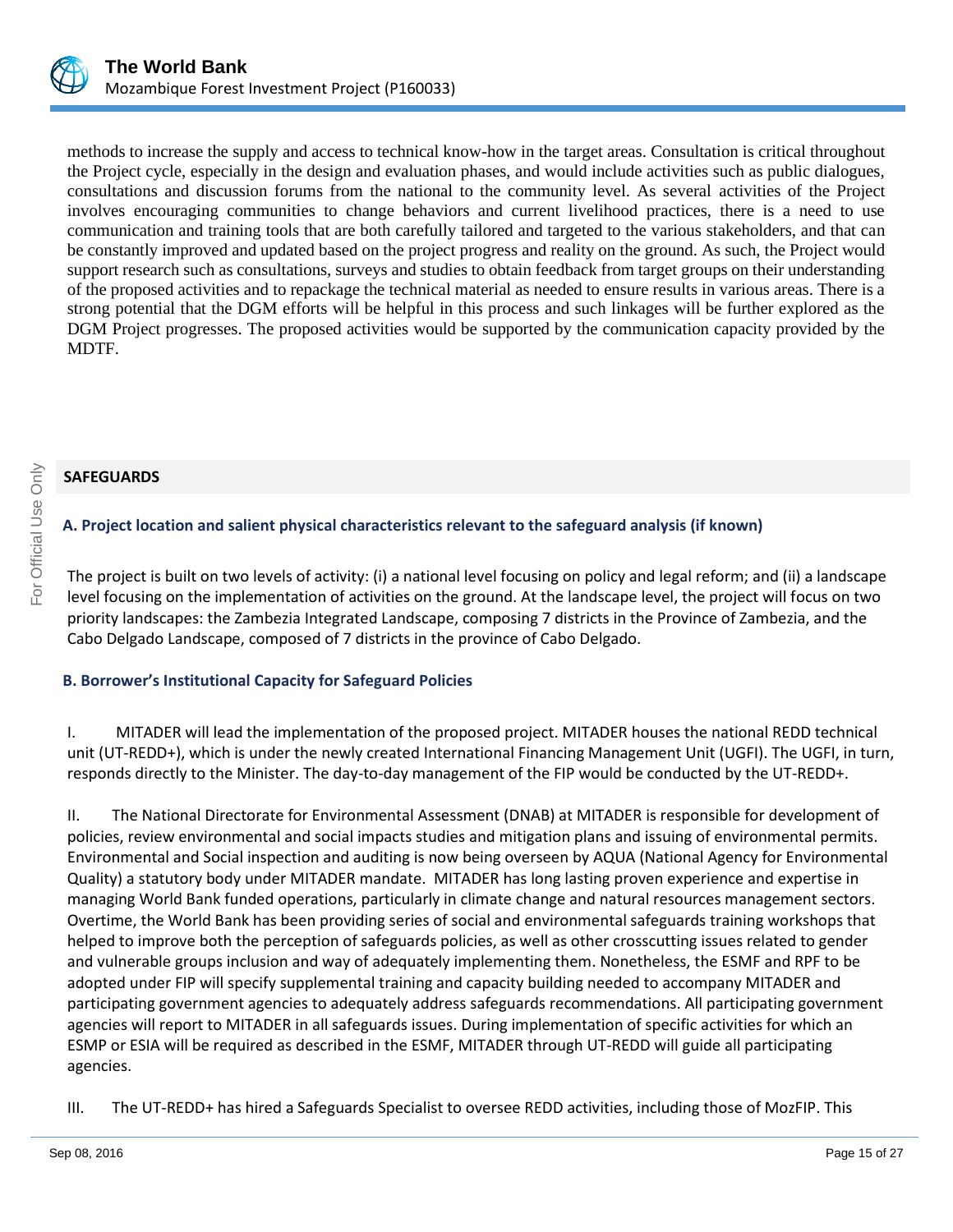methods to increase the supply and access to technical know-how in the target areas. Consultation is critical throughout the Project cycle, especially in the design and evaluation phases, and would include activities such as public dialogues, consultations and discussion forums from the national to the community level. As several activities of the Project involves encouraging communities to change behaviors and current livelihood practices, there is a need to use communication and training tools that are both carefully tailored and targeted to the various stakeholders, and that can be constantly improved and updated based on the project progress and reality on the ground. As such, the Project would support research such as consultations, surveys and studies to obtain feedback from target groups on their understanding of the proposed activities and to repackage the technical material as needed to ensure results in various areas. There is a strong potential that the DGM efforts will be helpful in this process and such linkages will be further explored as the DGM Project progresses. The proposed activities would be supported by the communication capacity provided by the MDTF.

## SAFEGUARDS

### A. Project location and salient physical characteristics relevant to the safeguard analysis (if known)

The project is built on two levels of activity: (i) a national level focusing on policy and legal reform; and (ii) a landscape level focusing on the implementation of activities on the ground. At the landscape level, the project will focus on two priority landscapes: the Zambezia Integrated Landscape, composing 7 districts in the Province of Zambezia, and the Cabo Delgado Landscape, composed of 7 districts in the province of Cabo Delgado.

### B. Borrower's Institutional Capacity for Safeguard Policies

I. MITADER will lead the implementation of the proposed project. MITADER houses the national REDD technical unit (UT-REDD+), which is under the newly created International Financing Management Unit (UGFI). The UGFI, in turn, responds directly to the Minister. The day-to-day management of the FIP would be conducted by the UT-REDD+.

II. The National Directorate for Environmental Assessment (DNAB) at MITADER is responsible for development of policies, review environmental and social impacts studies and mitigation plans and issuing of environmental permits. Environmental and Social inspection and auditing is now being overseen by AQUA (National Agency for Environmental Quality) a statutory body under MITADER mandate. MITADER has long lasting proven experience and expertise in managing World Bank funded operations, particularly in climate change and natural resources management sectors. Overtime, the World Bank has been providing series of social and environmental safeguards training workshops that helped to improve both the perception of safeguards policies, as well as other crosscutting issues related to gender and vulnerable groups inclusion and way of adequately implementing them. Nonetheless, the ESMF and RPF to be adopted under FIP will specify supplemental training and capacity building needed to accompany MITADER and participating government agencies to adequately address safeguards recommendations. All participating government agencies will report to MITADER in all safeguards issues. During implementation of specific activities for which an ESMP or ESIA will be required as described in the ESMF, MITADER through UT-REDD will guide all participating agencies.

III. The UT-REDD+ has hired a Safeguards Specialist to oversee REDD activities, including those of MozFIP. This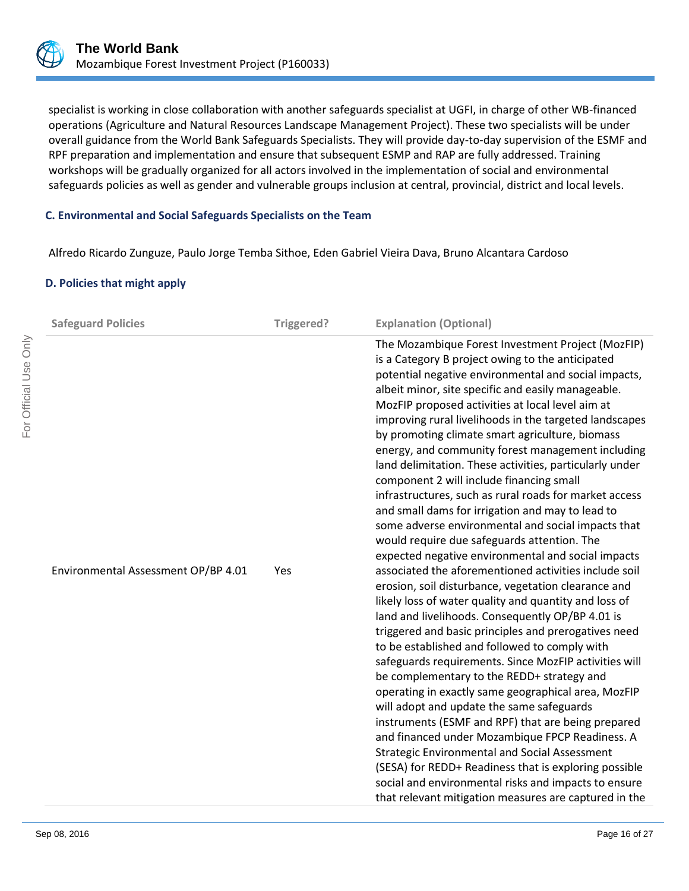specialist is working in close collaboration with another safeguards specialist at UGFI, in charge of other WB-financed operations (Agriculture and Natural Resources Landscape Management Project). These two specialists will be under overall guidance from the World Bank Safeguards Specialists. They will provide day-to-day supervision of the ESMF and RPF preparation and implementation and ensure that subsequent ESMP and RAP are fully addressed. Training workshops will be gradually organized for all actors involved in the implementation of social and environmental safeguards policies as well as gender and vulnerable groups inclusion at central, provincial, district and local levels.

### C. Environmental and Social Safeguards Specialists on the Team

Alfredo Ricardo Zunguze, Paulo Jorge Temba Sithoe, Eden Gabriel Vieira Dava, Bruno Alcantara Cardoso

### D. Policies that might apply

| Safeguard Policies | Triggered? | Explanation (Optional) |
|---|---|---|
| Environmental Assessment OP/BP 4.01 | Yes | The Mozambique Forest Investment Project (MozFIP) is a Category B project owing to the anticipated potential negative environmental and social impacts, albeit minor, site specific and easily manageable. MozFIP proposed activities at local level aim at improving rural livelihoods in the targeted landscapes by promoting climate smart agriculture, biomass energy, and community forest management including land delimitation. These activities, particularly under component 2 will include financing small infrastructures, such as rural roads for market access and small dams for irrigation and may to lead to some adverse environmental and social impacts that would require due safeguards attention. The expected negative environmental and social impacts associated the aforementioned activities include soil erosion, soil disturbance, vegetation clearance and likely loss of water quality and quantity and loss of land and livelihoods. Consequently OP/BP 4.01 is triggered and basic principles and prerogatives need to be established and followed to comply with safeguards requirements. Since MozFIP activities will be complementary to the REDD+ strategy and operating in exactly same geographical area, MozFIP will adopt and update the same safeguards instruments (ESMF and RPF) that are being prepared and financed under Mozambique FPCP Readiness. A Strategic Environmental and Social Assessment (SESA) for REDD+ Readiness that is exploring possible social and environmental risks and impacts to ensure that relevant mitigation measures are captured in the |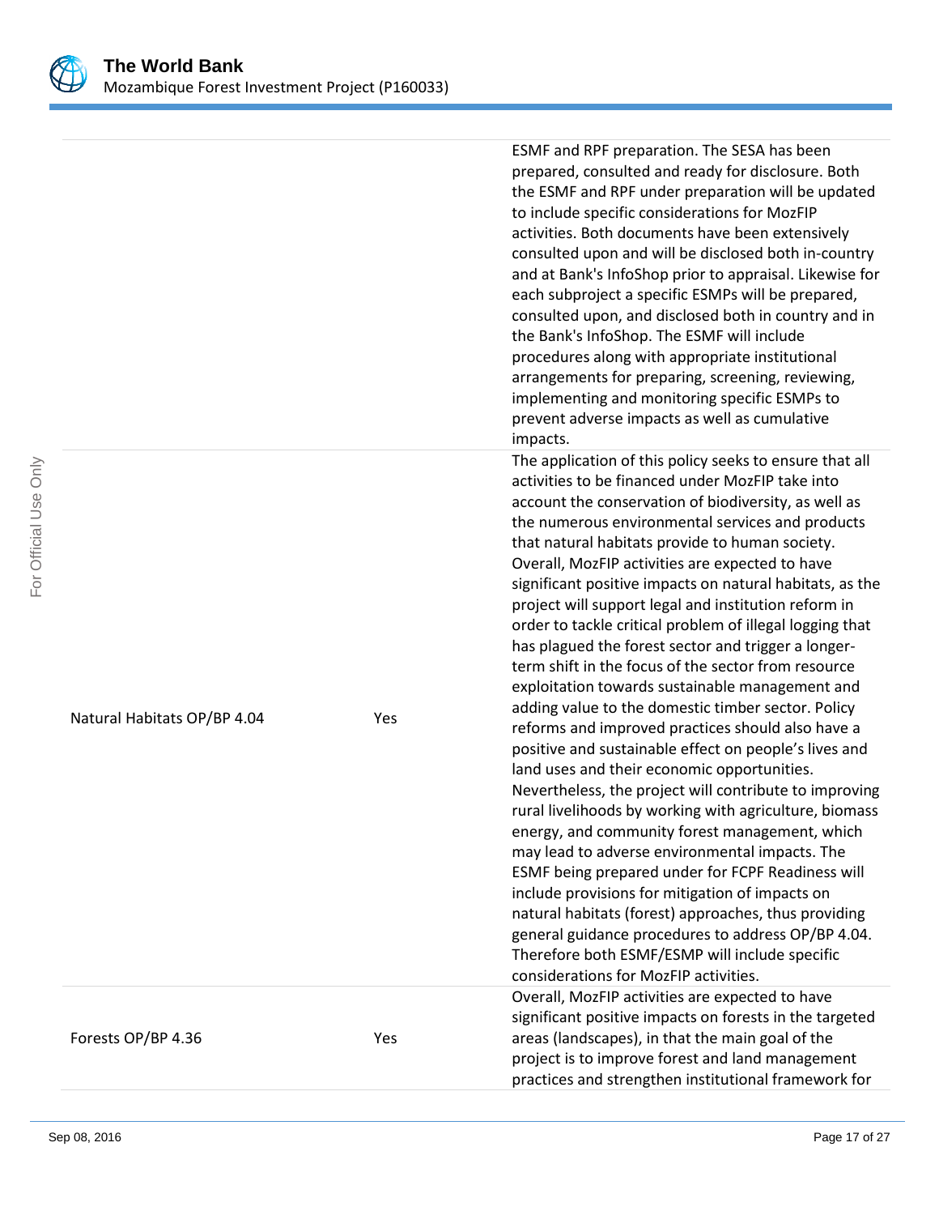| | | |
|---|---|---|
| | | ESMF and RPF preparation. The SESA has been prepared, consulted and ready for disclosure. Both the ESMF and RPF under preparation will be updated to include specific considerations for MozFIP activities. Both documents have been extensively consulted upon and will be disclosed both in-country and at Bank's InfoShop prior to appraisal. Likewise for each subproject a specific ESMPs will be prepared, consulted upon, and disclosed both in country and in the Bank's InfoShop. The ESMF will include procedures along with appropriate institutional arrangements for preparing, screening, reviewing, implementing and monitoring specific ESMPs to prevent adverse impacts as well as cumulative impacts. |
| Natural Habitats OP/BP 4.04 | Yes | The application of this policy seeks to ensure that all activities to be financed under MozFIP take into account the conservation of biodiversity, as well as the numerous environmental services and products that natural habitats provide to human society. Overall, MozFIP activities are expected to have significant positive impacts on natural habitats, as the project will support legal and institution reform in order to tackle critical problem of illegal logging that has plagued the forest sector and trigger a longer-term shift in the focus of the sector from resource exploitation towards sustainable management and adding value to the domestic timber sector. Policy reforms and improved practices should also have a positive and sustainable effect on people's lives and land uses and their economic opportunities. Nevertheless, the project will contribute to improving rural livelihoods by working with agriculture, biomass energy, and community forest management, which may lead to adverse environmental impacts. The ESMF being prepared under for FCPF Readiness will include provisions for mitigation of impacts on natural habitats (forest) approaches, thus providing general guidance procedures to address OP/BP 4.04. Therefore both ESMF/ESMP will include specific considerations for MozFIP activities. |
| Forests OP/BP 4.36 | Yes | Overall, MozFIP activities are expected to have significant positive impacts on forests in the targeted areas (landscapes), in that the main goal of the project is to improve forest and land management practices and strengthen institutional framework for |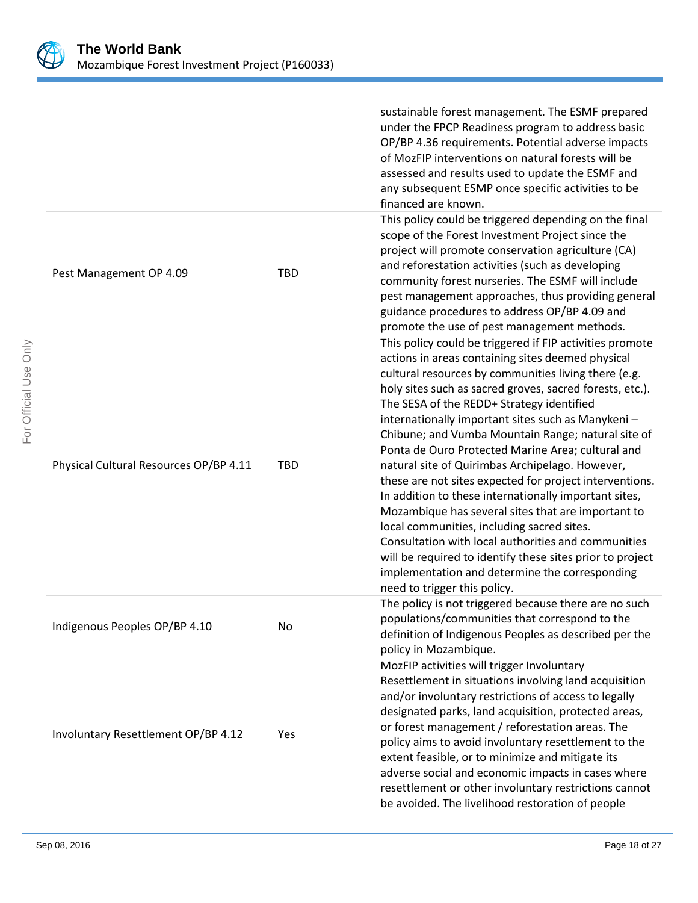| | | |
|---|---|---|
| | | sustainable forest management. The ESMF prepared under the FPCP Readiness program to address basic OP/BP 4.36 requirements. Potential adverse impacts of MozFIP interventions on natural forests will be assessed and results used to update the ESMF and any subsequent ESMP once specific activities to be financed are known. |
| Pest Management OP 4.09 | TBD | This policy could be triggered depending on the final scope of the Forest Investment Project since the project will promote conservation agriculture (CA) and reforestation activities (such as developing community forest nurseries. The ESMF will include pest management approaches, thus providing general guidance procedures to address OP/BP 4.09 and promote the use of pest management methods. |
| Physical Cultural Resources OP/BP 4.11 | TBD | This policy could be triggered if FIP activities promote actions in areas containing sites deemed physical cultural resources by communities living there (e.g. holy sites such as sacred groves, sacred forests, etc.). The SESA of the REDD+ Strategy identified internationally important sites such as Manykeni – Chibune; and Vumba Mountain Range; natural site of Ponta de Ouro Protected Marine Area; cultural and natural site of Quirimbas Archipelago. However, these are not sites expected for project interventions. In addition to these internationally important sites, Mozambique has several sites that are important to local communities, including sacred sites. Consultation with local authorities and communities will be required to identify these sites prior to project implementation and determine the corresponding need to trigger this policy. |
| Indigenous Peoples OP/BP 4.10 | No | The policy is not triggered because there are no such populations/communities that correspond to the definition of Indigenous Peoples as described per the policy in Mozambique. |
| Involuntary Resettlement OP/BP 4.12 | Yes | MozFIP activities will trigger Involuntary Resettlement in situations involving land acquisition and/or involuntary restrictions of access to legally designated parks, land acquisition, protected areas, or forest management / reforestation areas. The policy aims to avoid involuntary resettlement to the extent feasible, or to minimize and mitigate its adverse social and economic impacts in cases where resettlement or other involuntary restrictions cannot be avoided. The livelihood restoration of people |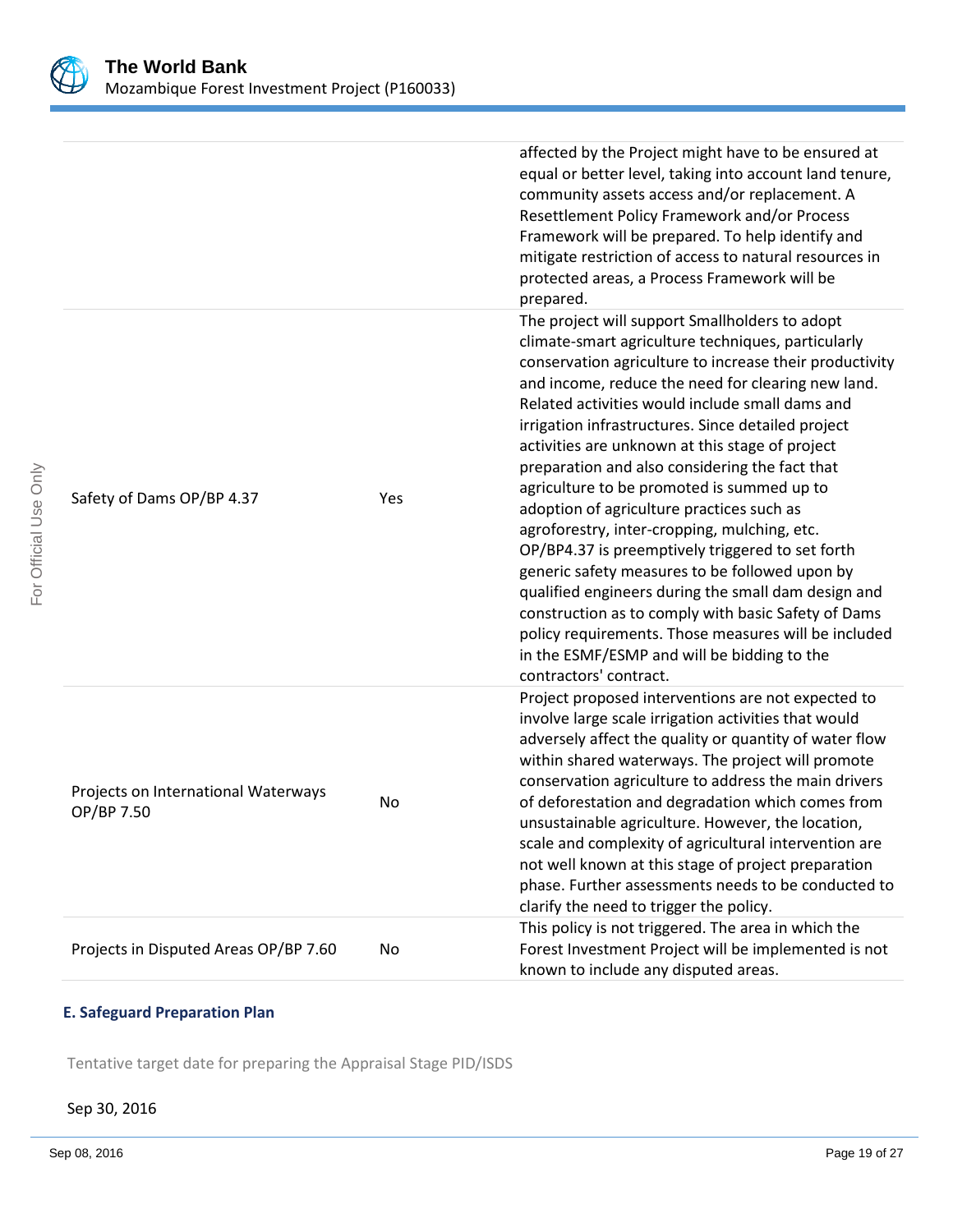| | | |
|---|---|---|
| | | affected by the Project might have to be ensured at equal or better level, taking into account land tenure, community assets access and/or replacement. A Resettlement Policy Framework and/or Process Framework will be prepared. To help identify and mitigate restriction of access to natural resources in protected areas, a Process Framework will be prepared. |
| Safety of Dams OP/BP 4.37 | Yes | The project will support Smallholders to adopt climate-smart agriculture techniques, particularly conservation agriculture to increase their productivity and income, reduce the need for clearing new land. Related activities would include small dams and irrigation infrastructures. Since detailed project activities are unknown at this stage of project preparation and also considering the fact that agriculture to be promoted is summed up to adoption of agriculture practices such as agroforestry, inter-cropping, mulching, etc. OP/BP4.37 is preemptively triggered to set forth generic safety measures to be followed upon by qualified engineers during the small dam design and construction as to comply with basic Safety of Dams policy requirements. Those measures will be included in the ESMF/ESMP and will be bidding to the contractors' contract. |
| Projects on International Waterways OP/BP 7.50 | No | Project proposed interventions are not expected to involve large scale irrigation activities that would adversely affect the quality or quantity of water flow within shared waterways. The project will promote conservation agriculture to address the main drivers of deforestation and degradation which comes from unsustainable agriculture. However, the location, scale and complexity of agricultural intervention are not well known at this stage of project preparation phase. Further assessments needs to be conducted to clarify the need to trigger the policy. |
| Projects in Disputed Areas OP/BP 7.60 | No | This policy is not triggered. The area in which the Forest Investment Project will be implemented is not known to include any disputed areas. |

### E. Safeguard Preparation Plan

Tentative target date for preparing the Appraisal Stage PID/ISDS

Sep 30, 2016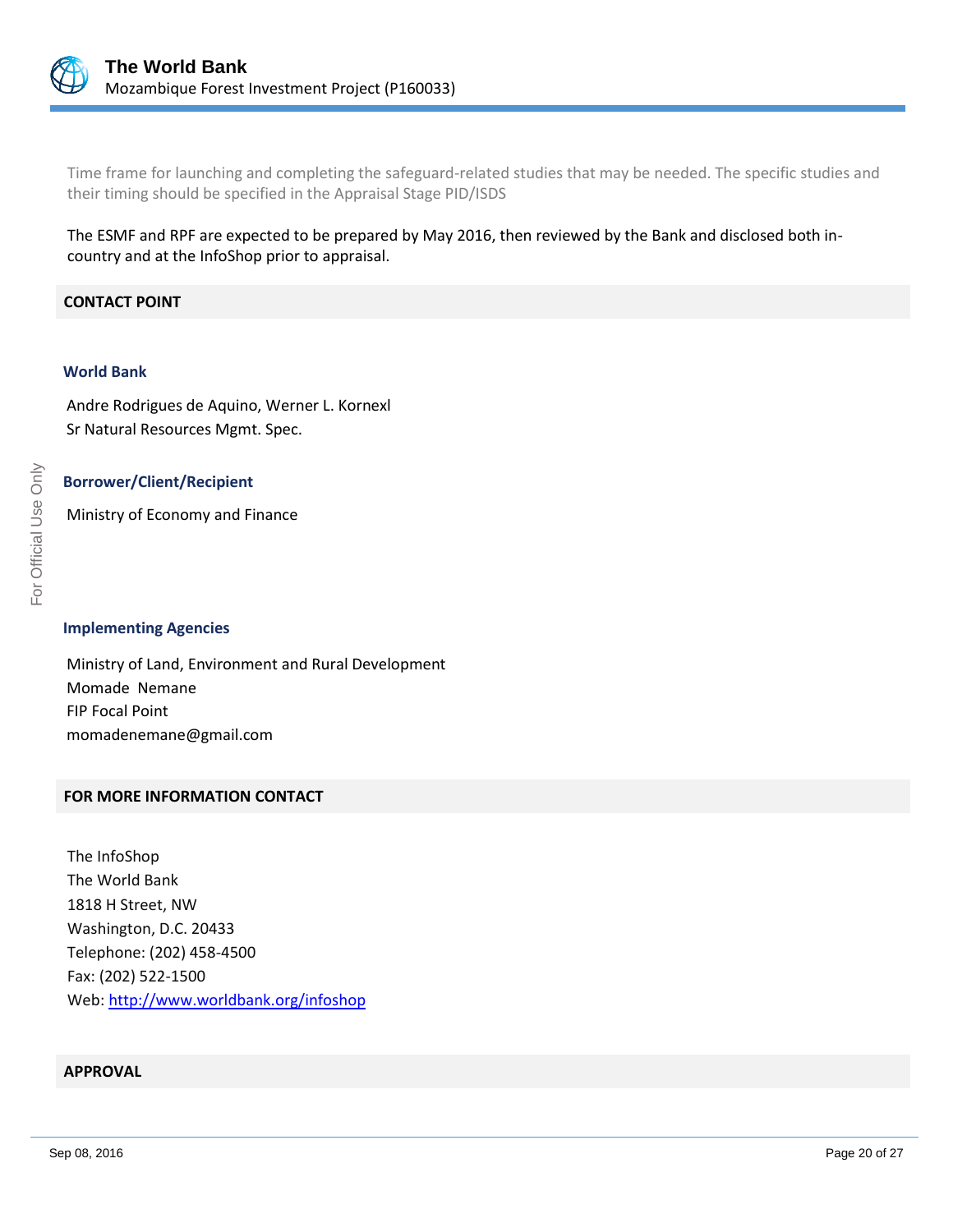Time frame for launching and completing the safeguard-related studies that may be needed. The specific studies and their timing should be specified in the Appraisal Stage PID/ISDS

The ESMF and RPF are expected to be prepared by May 2016, then reviewed by the Bank and disclosed both in-country and at the InfoShop prior to appraisal.

## CONTACT POINT

### World Bank

Andre Rodrigues de Aquino, Werner L. Kornexl
Sr Natural Resources Mgmt. Spec.

### Borrower/Client/Recipient

Ministry of Economy and Finance

### Implementing Agencies

Ministry of Land, Environment and Rural Development
Momade  Nemane
FIP Focal Point
momadenemane@gmail.com

## FOR MORE INFORMATION CONTACT

The InfoShop
The World Bank
1818 H Street, NW
Washington, D.C. 20433
Telephone: (202) 458-4500
Fax: (202) 522-1500
Web: http://www.worldbank.org/infoshop

## APPROVAL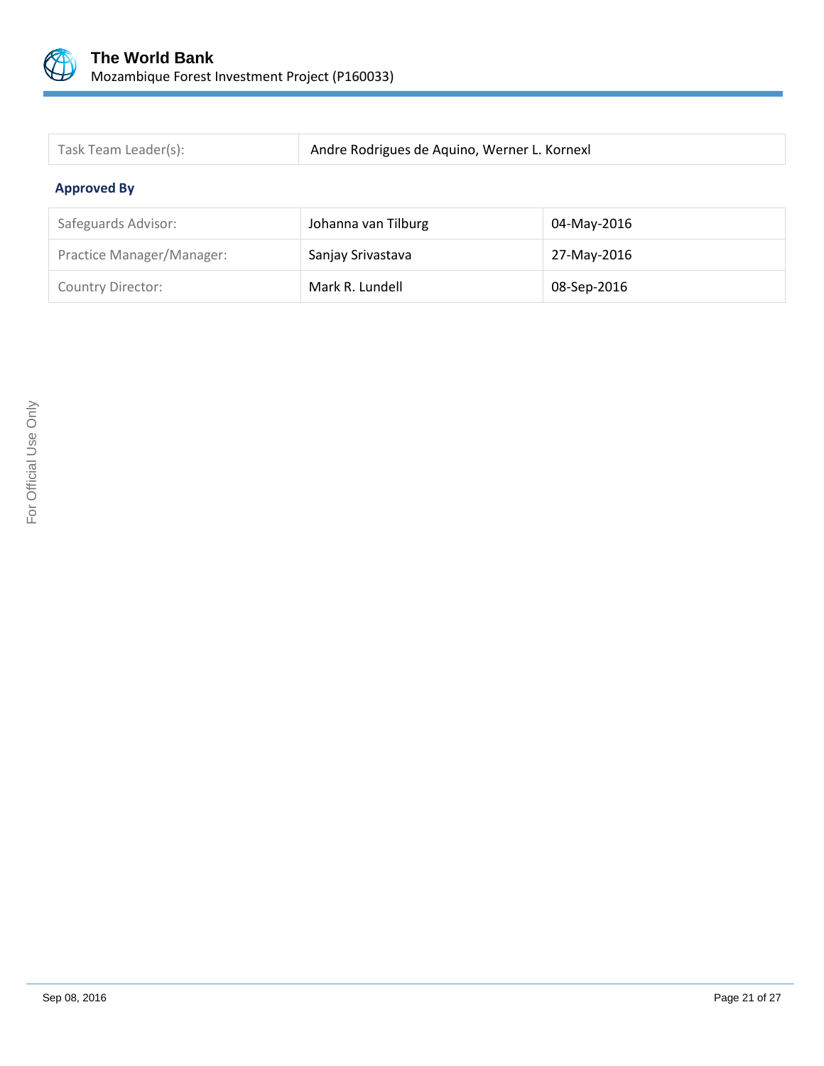| Task Team Leader(s): | Andre Rodrigues de Aquino, Werner L. Kornexl |
|---|---|

### Approved By

| Safeguards Advisor: | Johanna van Tilburg | 04-May-2016 |
|---|---|---|
| Practice Manager/Manager: | Sanjay Srivastava | 27-May-2016 |
| Country Director: | Mark R. Lundell | 08-Sep-2016 |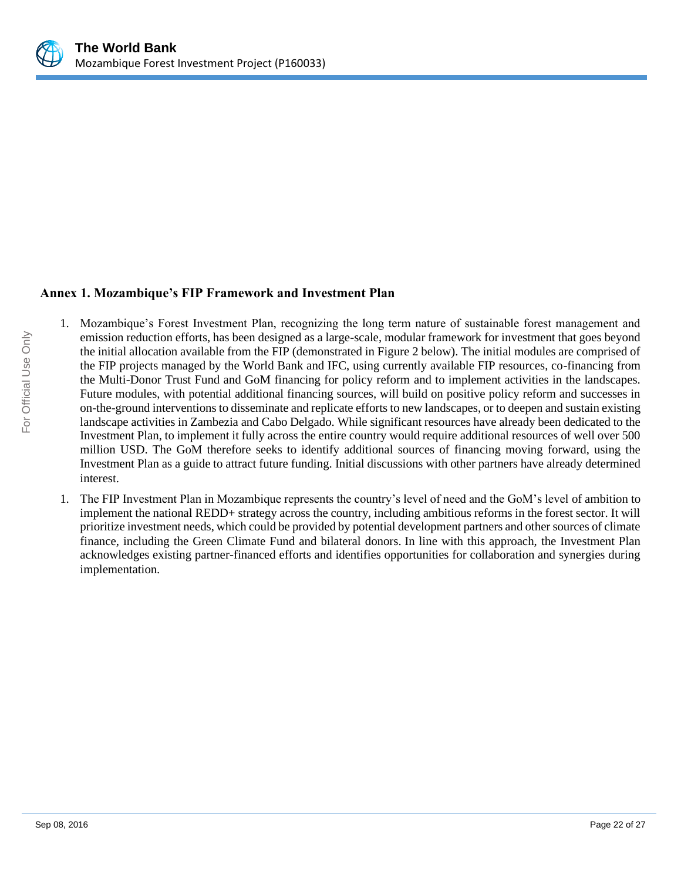## Annex 1. Mozambique's FIP Framework and Investment Plan

1. Mozambique's Forest Investment Plan, recognizing the long term nature of sustainable forest management and emission reduction efforts, has been designed as a large-scale, modular framework for investment that goes beyond the initial allocation available from the FIP (demonstrated in Figure 2 below). The initial modules are comprised of the FIP projects managed by the World Bank and IFC, using currently available FIP resources, co-financing from the Multi-Donor Trust Fund and GoM financing for policy reform and to implement activities in the landscapes. Future modules, with potential additional financing sources, will build on positive policy reform and successes in on-the-ground interventions to disseminate and replicate efforts to new landscapes, or to deepen and sustain existing landscape activities in Zambezia and Cabo Delgado. While significant resources have already been dedicated to the Investment Plan, to implement it fully across the entire country would require additional resources of well over 500 million USD. The GoM therefore seeks to identify additional sources of financing moving forward, using the Investment Plan as a guide to attract future funding. Initial discussions with other partners have already determined interest.

1. The FIP Investment Plan in Mozambique represents the country's level of need and the GoM's level of ambition to implement the national REDD+ strategy across the country, including ambitious reforms in the forest sector. It will prioritize investment needs, which could be provided by potential development partners and other sources of climate finance, including the Green Climate Fund and bilateral donors. In line with this approach, the Investment Plan acknowledges existing partner-financed efforts and identifies opportunities for collaboration and synergies during implementation.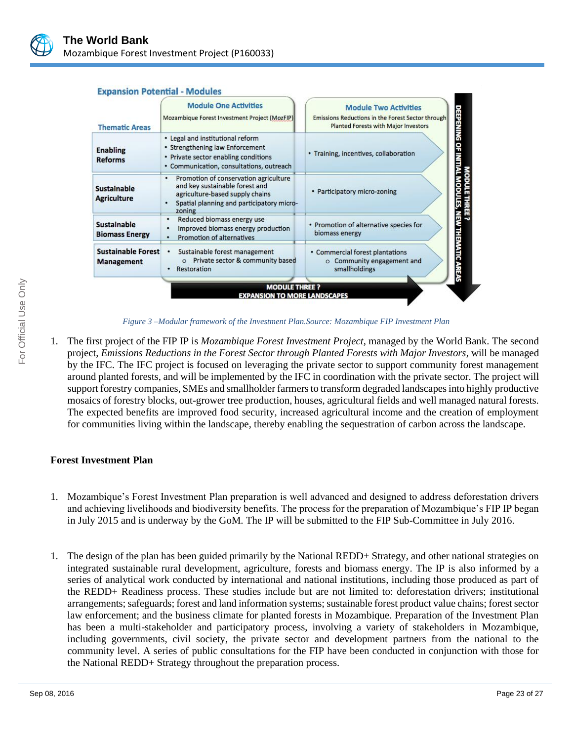**Expansion Potential - Modules**

| Thematic Areas | Module One Activities<br>Mozambique Forest Investment Project (MozFIP) | Module Two Activities<br>Emissions Reductions in the Forest Sector through Planted Forests with Major Investors |
|---|---|---|
| Enabling Reforms | • Legal and institutional reform<br>• Strengthening law Enforcement<br>• Private sector enabling conditions<br>• Communication, consultations, outreach | • Training, incentives, collaboration |
| Sustainable Agriculture | • Promotion of conservation agriculture and key sustainable forest and agriculture-based supply chains<br>• Spatial planning and participatory micro-zoning | • Participatory micro-zoning |
| Sustainable Biomass Energy | • Reduced biomass energy use<br>• Improved biomass energy production<br>• Promotion of alternatives | • Promotion of alternative species for biomass energy |
| Sustainable Forest Management | • Sustainable forest management<br>  o Private sector & community based<br>• Restoration | • Commercial forest plantations<br>  o Community engagement and smallholdings |

MODULE THREE ? EXPANSION TO MORE LANDSCAPES

MODULE THREE ? DEEPENING OF INITIAL MODULES, NEW THEMATIC AREAS

*Figure 3 –Modular framework of the Investment Plan.Source: Mozambique FIP Investment Plan*

1. The first project of the FIP IP is *Mozambique Forest Investment Project*, managed by the World Bank. The second project, *Emissions Reductions in the Forest Sector through Planted Forests with Major Investors*, will be managed by the IFC. The IFC project is focused on leveraging the private sector to support community forest management around planted forests, and will be implemented by the IFC in coordination with the private sector. The project will support forestry companies, SMEs and smallholder farmers to transform degraded landscapes into highly productive mosaics of forestry blocks, out-grower tree production, houses, agricultural fields and well managed natural forests. The expected benefits are improved food security, increased agricultural income and the creation of employment for communities living within the landscape, thereby enabling the sequestration of carbon across the landscape.

**Forest Investment Plan**

1. Mozambique's Forest Investment Plan preparation is well advanced and designed to address deforestation drivers and achieving livelihoods and biodiversity benefits. The process for the preparation of Mozambique's FIP IP began in July 2015 and is underway by the GoM. The IP will be submitted to the FIP Sub-Committee in July 2016.

1. The design of the plan has been guided primarily by the National REDD+ Strategy, and other national strategies on integrated sustainable rural development, agriculture, forests and biomass energy. The IP is also informed by a series of analytical work conducted by international and national institutions, including those produced as part of the REDD+ Readiness process. These studies include but are not limited to: deforestation drivers; institutional arrangements; safeguards; forest and land information systems; sustainable forest product value chains; forest sector law enforcement; and the business climate for planted forests in Mozambique. Preparation of the Investment Plan has been a multi-stakeholder and participatory process, involving a variety of stakeholders in Mozambique, including governments, civil society, the private sector and development partners from the national to the community level. A series of public consultations for the FIP have been conducted in conjunction with those for the National REDD+ Strategy throughout the preparation process.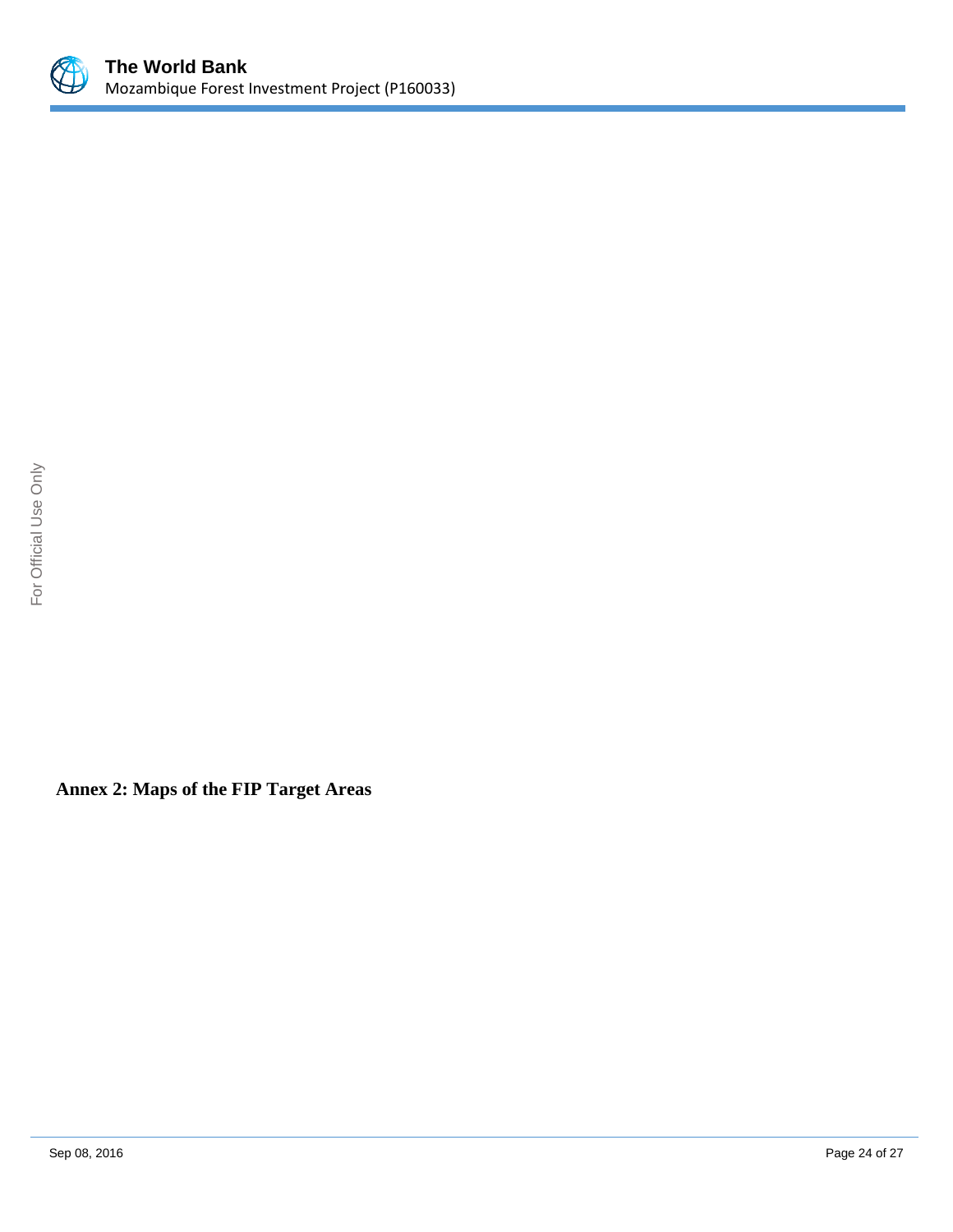**Annex 2: Maps of the FIP Target Areas**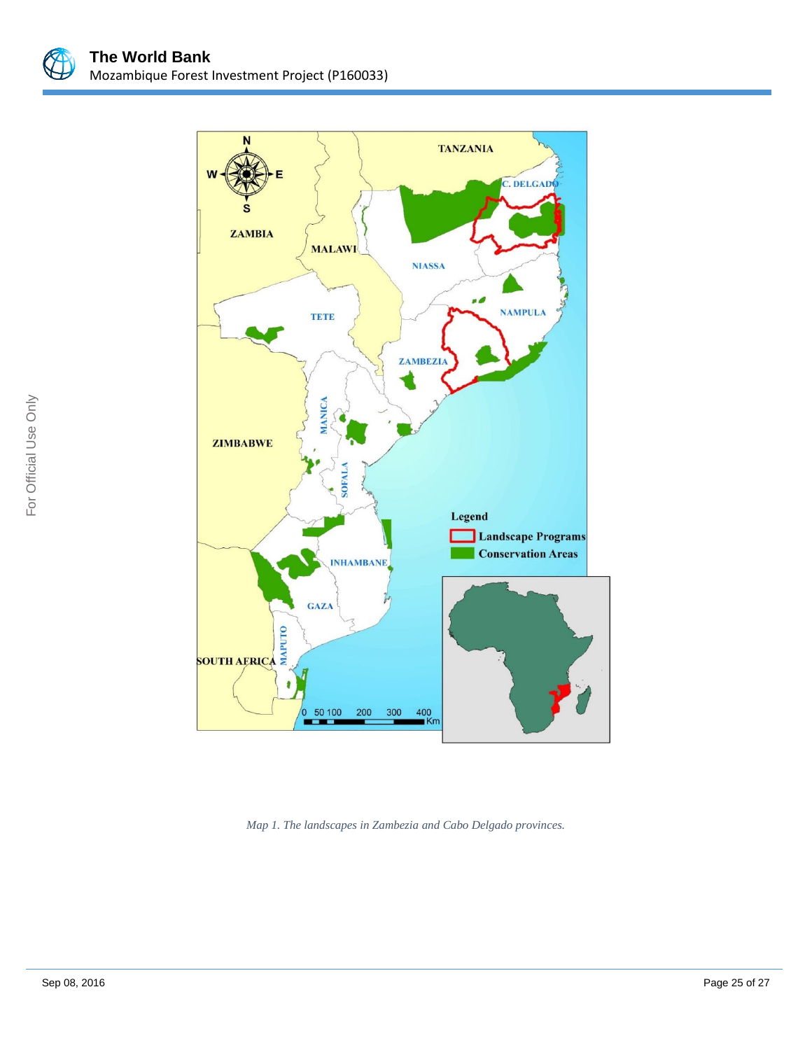*Map 1. The landscapes in Zambezia and Cabo Delgado provinces.*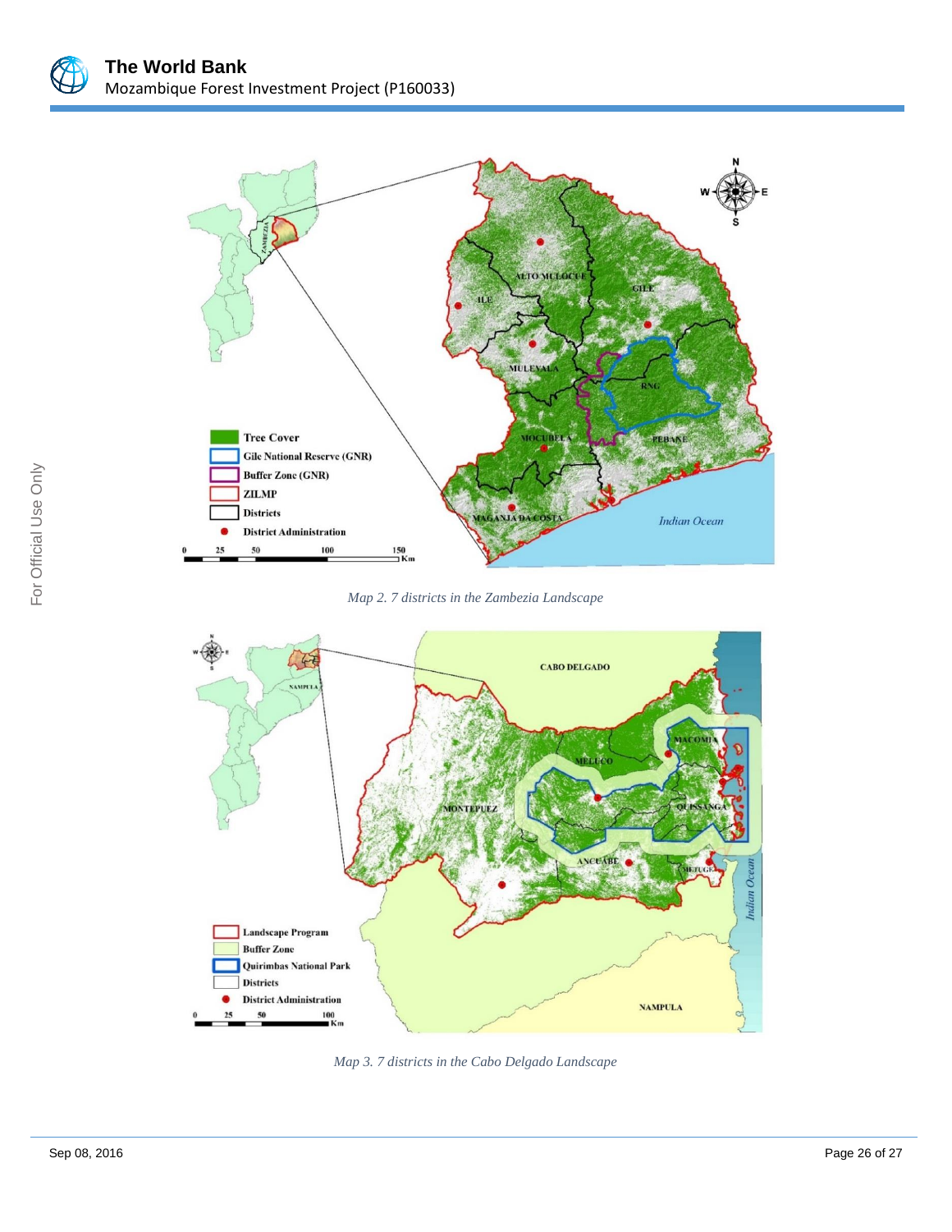*Map 2. 7 districts in the Zambezia Landscape*

*Map 3. 7 districts in the Cabo Delgado Landscape*